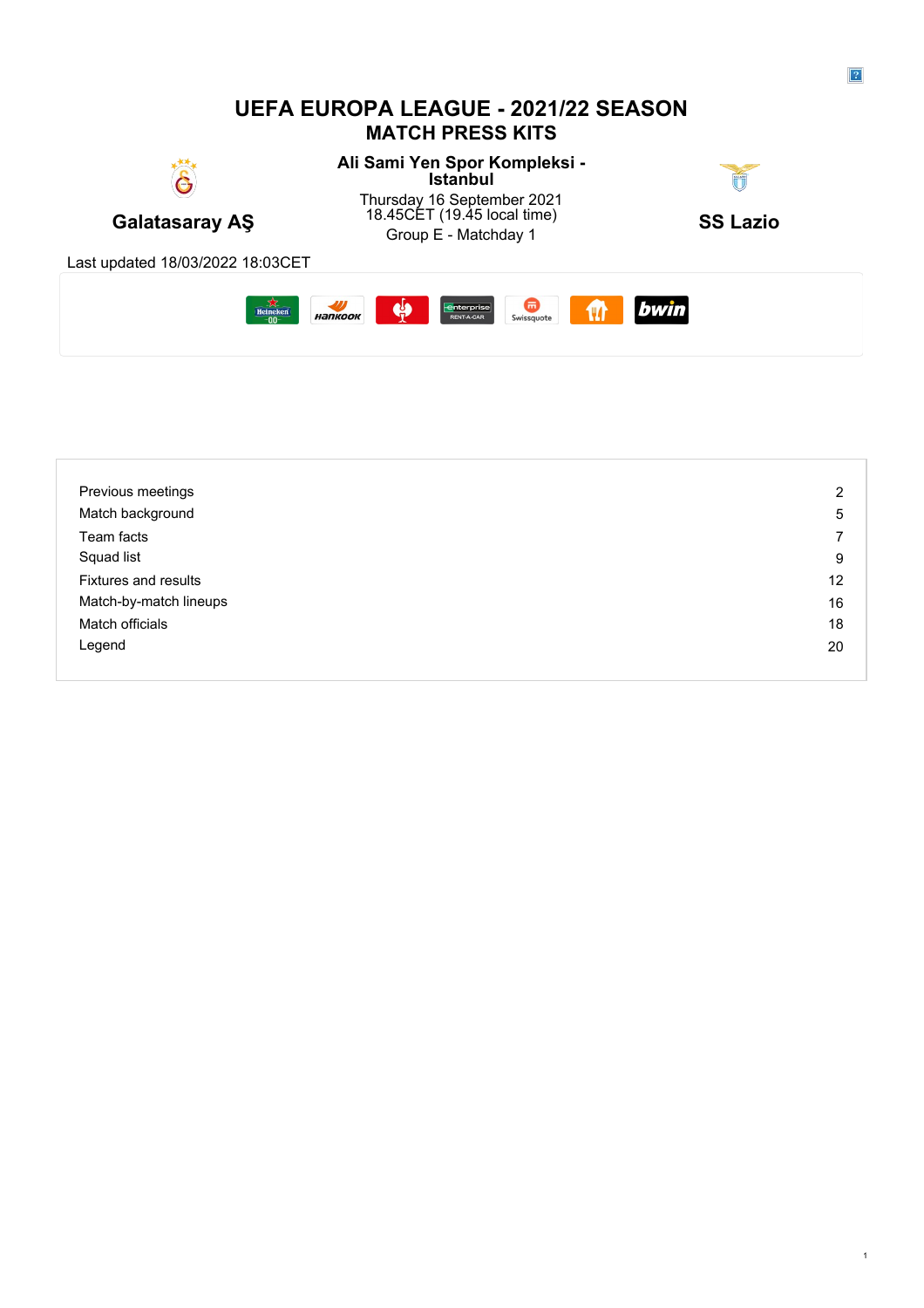# UEFA EUROPA LEAGUE - 2021/22 SEASON

## MATCH PRESS KITS

**Galatasaray AŞ**

**Ali Sami Yen Spor Kompleksi - Istanbul**

Thursday 16 September 2021
18.45CET (19.45 local time)
Group E - Matchday 1

**SS Lazio**

Last updated 18/03/2022 18:03CET

| | |
|---|---|
| Previous meetings | 2 |
| Match background | 5 |
| Team facts | 7 |
| Squad list | 9 |
| Fixtures and results | 12 |
| Match-by-match lineups | 16 |
| Match officials | 18 |
| Legend | 20 |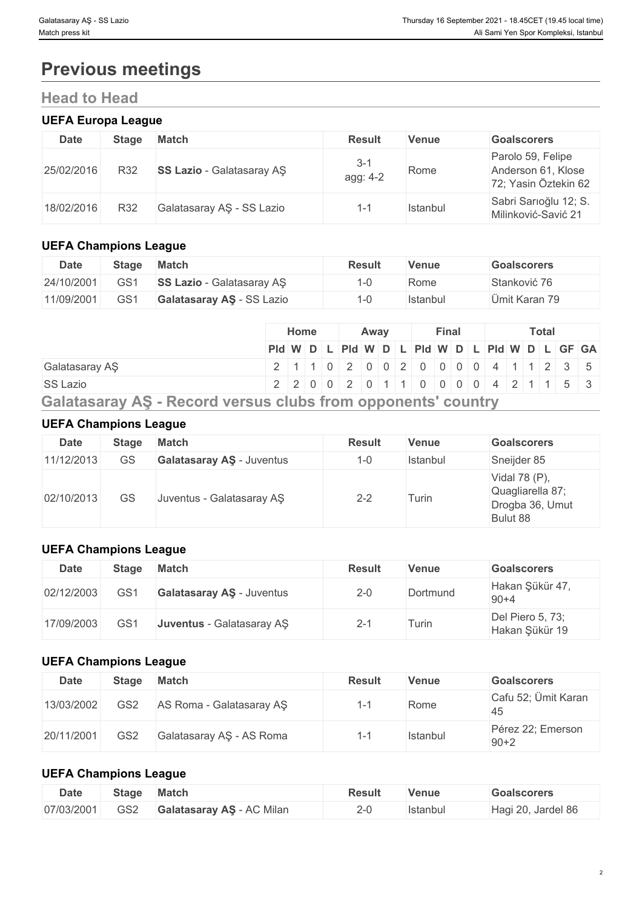# Previous meetings

## Head to Head

### UEFA Europa League

| Date | Stage | Match | Result | Venue | Goalscorers |
|---|---|---|---|---|---|
| 25/02/2016 | R32 | **SS Lazio** - Galatasaray AŞ | 3-1 agg: 4-2 | Rome | Parolo 59, Felipe Anderson 61, Klose 72; Yasin Öztekin 62 |
| 18/02/2016 | R32 | Galatasaray AŞ - SS Lazio | 1-1 | Istanbul | Sabri Sarıoğlu 12; S. Milinković-Savić 21 |

### UEFA Champions League

| Date | Stage | Match | Result | Venue | Goalscorers |
|---|---|---|---|---|---|
| 24/10/2001 | GS1 | **SS Lazio** - Galatasaray AŞ | 1-0 | Rome | Stanković 76 |
| 11/09/2001 | GS1 | **Galatasaray AŞ** - SS Lazio | 1-0 | Istanbul | Ümit Karan 79 |

| | Home | | | | Away | | | | Final | | | | Total | | | | | |
|---|---|---|---|---|---|---|---|---|---|---|---|---|---|---|---|---|---|---|
| | Pld | W | D | L | Pld | W | D | L | Pld | W | D | L | Pld | W | D | L | GF | GA |
| Galatasaray AŞ | 2 | 1 | 1 | 0 | 2 | 0 | 0 | 2 | 0 | 0 | 0 | 0 | 4 | 1 | 1 | 2 | 3 | 5 |
| SS Lazio | 2 | 2 | 0 | 0 | 2 | 0 | 1 | 1 | 0 | 0 | 0 | 0 | 4 | 2 | 1 | 1 | 5 | 3 |

## Galatasaray AŞ - Record versus clubs from opponents' country

### UEFA Champions League

| Date | Stage | Match | Result | Venue | Goalscorers |
|---|---|---|---|---|---|
| 11/12/2013 | GS | **Galatasaray AŞ** - Juventus | 1-0 | Istanbul | Sneijder 85 |
| 02/10/2013 | GS | Juventus - Galatasaray AŞ | 2-2 | Turin | Vidal 78 (P), Quagliarella 87; Drogba 36, Umut Bulut 88 |

### UEFA Champions League

| Date | Stage | Match | Result | Venue | Goalscorers |
|---|---|---|---|---|---|
| 02/12/2003 | GS1 | **Galatasaray AŞ** - Juventus | 2-0 | Dortmund | Hakan Şükür 47, 90+4 |
| 17/09/2003 | GS1 | **Juventus** - Galatasaray AŞ | 2-1 | Turin | Del Piero 5, 73; Hakan Şükür 19 |

### UEFA Champions League

| Date | Stage | Match | Result | Venue | Goalscorers |
|---|---|---|---|---|---|
| 13/03/2002 | GS2 | AS Roma - Galatasaray AŞ | 1-1 | Rome | Cafu 52; Ümit Karan 45 |
| 20/11/2001 | GS2 | Galatasaray AŞ - AS Roma | 1-1 | Istanbul | Pérez 22; Emerson 90+2 |

### UEFA Champions League

| Date | Stage | Match | Result | Venue | Goalscorers |
|---|---|---|---|---|---|
| 07/03/2001 | GS2 | **Galatasaray AŞ** - AC Milan | 2-0 | Istanbul | Hagi 20, Jardel 86 |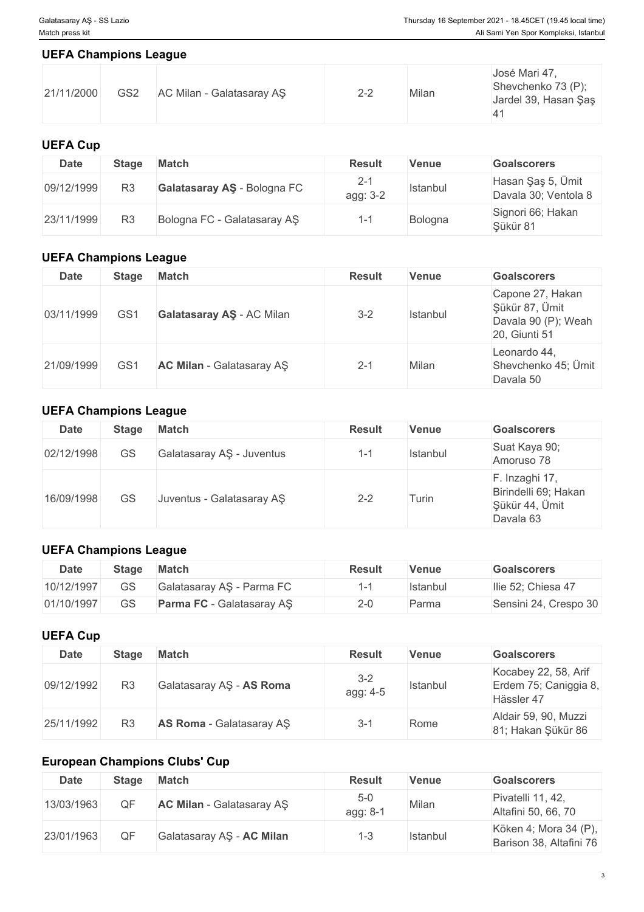## UEFA Champions League

| | | | | | |
|---|---|---|---|---|---|
| 21/11/2000 | GS2 | AC Milan - Galatasaray AŞ | 2-2 | Milan | José Mari 47, Shevchenko 73 (P); Jardel 39, Hasan Şaş 41 |

## UEFA Cup

| Date | Stage | Match | Result | Venue | Goalscorers |
|---|---|---|---|---|---|
| 09/12/1999 | R3 | **Galatasaray AŞ** - Bologna FC | 2-1 agg: 3-2 | Istanbul | Hasan Şaş 5, Ümit Davala 30; Ventola 8 |
| 23/11/1999 | R3 | Bologna FC - Galatasaray AŞ | 1-1 | Bologna | Signori 66; Hakan Şükür 81 |

## UEFA Champions League

| Date | Stage | Match | Result | Venue | Goalscorers |
|---|---|---|---|---|---|
| 03/11/1999 | GS1 | **Galatasaray AŞ** - AC Milan | 3-2 | Istanbul | Capone 27, Hakan Şükür 87, Ümit Davala 90 (P); Weah 20, Giunti 51 |
| 21/09/1999 | GS1 | **AC Milan** - Galatasaray AŞ | 2-1 | Milan | Leonardo 44, Shevchenko 45; Ümit Davala 50 |

## UEFA Champions League

| Date | Stage | Match | Result | Venue | Goalscorers |
|---|---|---|---|---|---|
| 02/12/1998 | GS | Galatasaray AŞ - Juventus | 1-1 | Istanbul | Suat Kaya 90; Amoruso 78 |
| 16/09/1998 | GS | Juventus - Galatasaray AŞ | 2-2 | Turin | F. Inzaghi 17, Birindelli 69; Hakan Şükür 44, Ümit Davala 63 |

## UEFA Champions League

| Date | Stage | Match | Result | Venue | Goalscorers |
|---|---|---|---|---|---|
| 10/12/1997 | GS | Galatasaray AŞ - Parma FC | 1-1 | Istanbul | Ilie 52; Chiesa 47 |
| 01/10/1997 | GS | **Parma FC** - Galatasaray AŞ | 2-0 | Parma | Sensini 24, Crespo 30 |

## UEFA Cup

| Date | Stage | Match | Result | Venue | Goalscorers |
|---|---|---|---|---|---|
| 09/12/1992 | R3 | Galatasaray AŞ - **AS Roma** | 3-2 agg: 4-5 | Istanbul | Kocabey 22, 58, Arif Erdem 75; Caniggia 8, Hässler 47 |
| 25/11/1992 | R3 | **AS Roma** - Galatasaray AŞ | 3-1 | Rome | Aldair 59, 90, Muzzi 81; Hakan Şükür 86 |

## European Champions Clubs' Cup

| Date | Stage | Match | Result | Venue | Goalscorers |
|---|---|---|---|---|---|
| 13/03/1963 | QF | **AC Milan** - Galatasaray AŞ | 5-0 agg: 8-1 | Milan | Pivatelli 11, 42, Altafini 50, 66, 70 |
| 23/01/1963 | QF | Galatasaray AŞ - **AC Milan** | 1-3 | Istanbul | Köken 4; Mora 34 (P), Barison 38, Altafini 76 |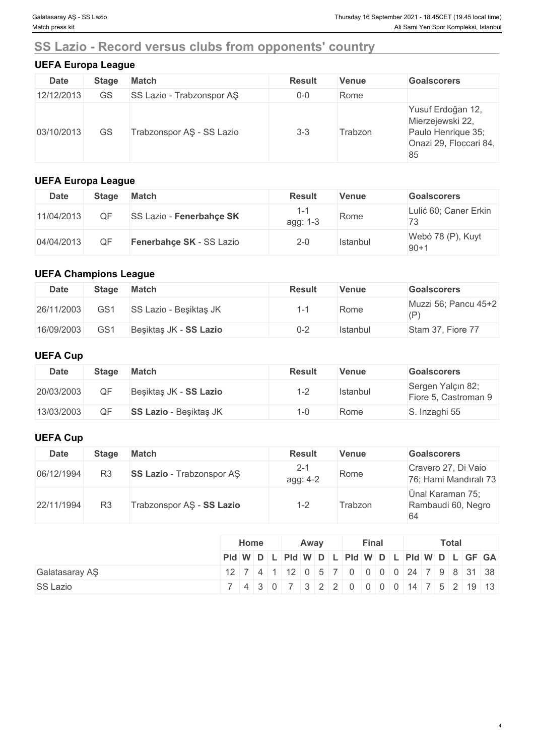## SS Lazio - Record versus clubs from opponents' country

### UEFA Europa League

| Date | Stage | Match | Result | Venue | Goalscorers |
|---|---|---|---|---|---|
| 12/12/2013 | GS | SS Lazio - Trabzonspor AŞ | 0-0 | Rome | |
| 03/10/2013 | GS | Trabzonspor AŞ - SS Lazio | 3-3 | Trabzon | Yusuf Erdoğan 12, Mierzejewski 22, Paulo Henrique 35; Onazi 29, Floccari 84, 85 |

### UEFA Europa League

| Date | Stage | Match | Result | Venue | Goalscorers |
|---|---|---|---|---|---|
| 11/04/2013 | QF | SS Lazio - **Fenerbahçe SK** | 1-1 agg: 1-3 | Rome | Lulić 60; Caner Erkin 73 |
| 04/04/2013 | QF | **Fenerbahçe SK** - SS Lazio | 2-0 | Istanbul | Webó 78 (P), Kuyt 90+1 |

### UEFA Champions League

| Date | Stage | Match | Result | Venue | Goalscorers |
|---|---|---|---|---|---|
| 26/11/2003 | GS1 | SS Lazio - Beşiktaş JK | 1-1 | Rome | Muzzi 56; Pancu 45+2 (P) |
| 16/09/2003 | GS1 | Beşiktaş JK - **SS Lazio** | 0-2 | Istanbul | Stam 37, Fiore 77 |

### UEFA Cup

| Date | Stage | Match | Result | Venue | Goalscorers |
|---|---|---|---|---|---|
| 20/03/2003 | QF | Beşiktaş JK - **SS Lazio** | 1-2 | Istanbul | Sergen Yalçın 82; Fiore 5, Castroman 9 |
| 13/03/2003 | QF | **SS Lazio** - Beşiktaş JK | 1-0 | Rome | S. Inzaghi 55 |

### UEFA Cup

| Date | Stage | Match | Result | Venue | Goalscorers |
|---|---|---|---|---|---|
| 06/12/1994 | R3 | **SS Lazio** - Trabzonspor AŞ | 2-1 agg: 4-2 | Rome | Cravero 27, Di Vaio 76; Hami Mandıralı 73 |
| 22/11/1994 | R3 | Trabzonspor AŞ - **SS Lazio** | 1-2 | Trabzon | Ünal Karaman 75; Rambaudi 60, Negro 64 |

| | Home | | | | Away | | | | Final | | | | Total | | | | | |
|---|---|---|---|---|---|---|---|---|---|---|---|---|---|---|---|---|---|---|
| | Pld | W | D | L | Pld | W | D | L | Pld | W | D | L | Pld | W | D | L | GF | GA |
| Galatasaray AŞ | 12 | 7 | 4 | 1 | 12 | 0 | 5 | 7 | 0 | 0 | 0 | 0 | 24 | 7 | 9 | 8 | 31 | 38 |
| SS Lazio | 7 | 4 | 3 | 0 | 7 | 3 | 2 | 2 | 0 | 0 | 0 | 0 | 14 | 7 | 5 | 2 | 19 | 13 |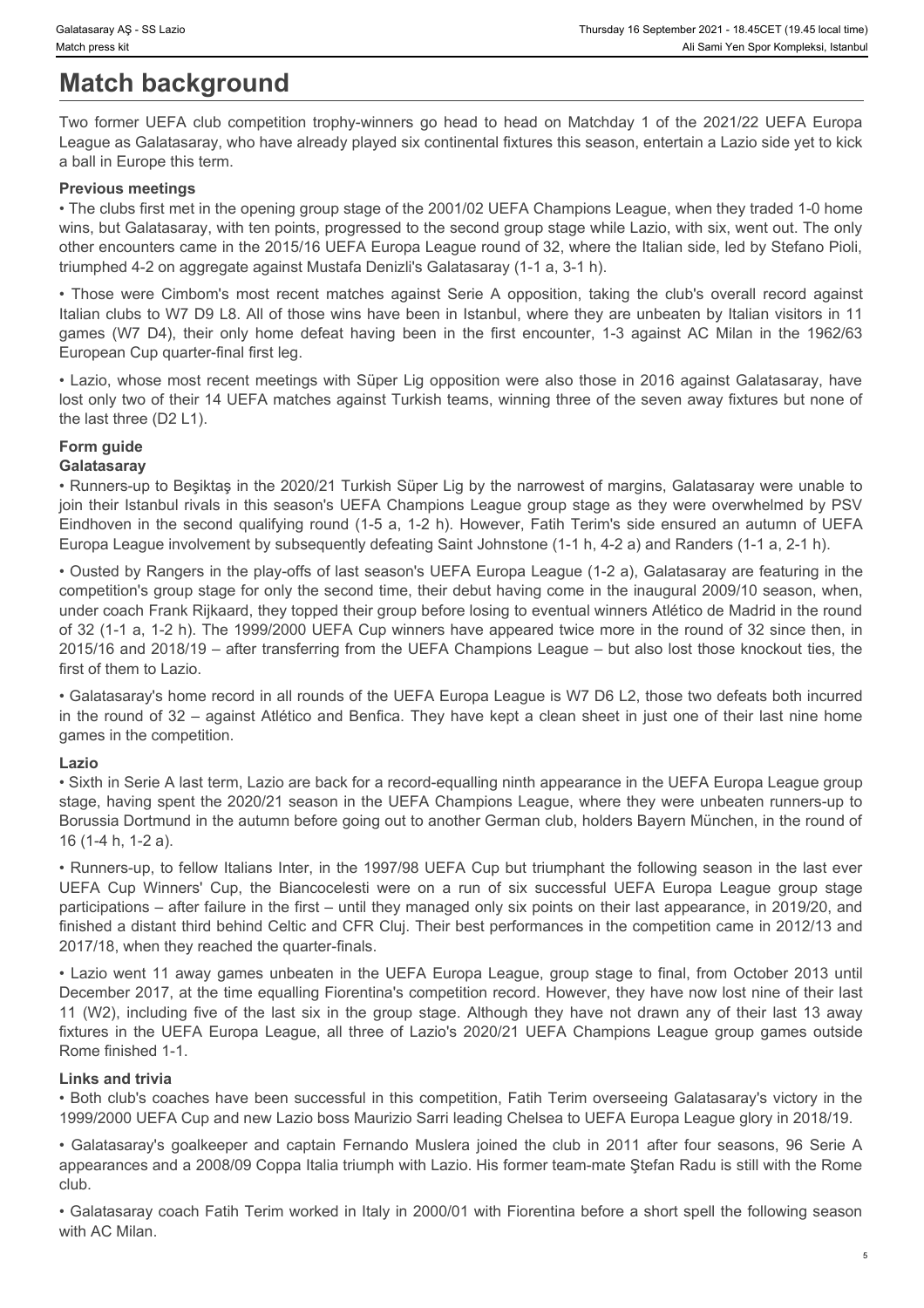# Match background

Two former UEFA club competition trophy-winners go head to head on Matchday 1 of the 2021/22 UEFA Europa League as Galatasaray, who have already played six continental fixtures this season, entertain a Lazio side yet to kick a ball in Europe this term.

### Previous meetings

• The clubs first met in the opening group stage of the 2001/02 UEFA Champions League, when they traded 1-0 home wins, but Galatasaray, with ten points, progressed to the second group stage while Lazio, with six, went out. The only other encounters came in the 2015/16 UEFA Europa League round of 32, where the Italian side, led by Stefano Pioli, triumphed 4-2 on aggregate against Mustafa Denizli's Galatasaray (1-1 a, 3-1 h).

• Those were Cimbom's most recent matches against Serie A opposition, taking the club's overall record against Italian clubs to W7 D9 L8. All of those wins have been in Istanbul, where they are unbeaten by Italian visitors in 11 games (W7 D4), their only home defeat having been in the first encounter, 1-3 against AC Milan in the 1962/63 European Cup quarter-final first leg.

• Lazio, whose most recent meetings with Süper Lig opposition were also those in 2016 against Galatasaray, have lost only two of their 14 UEFA matches against Turkish teams, winning three of the seven away fixtures but none of the last three (D2 L1).

### Form guide

#### Galatasaray

• Runners-up to Beşiktaş in the 2020/21 Turkish Süper Lig by the narrowest of margins, Galatasaray were unable to join their Istanbul rivals in this season's UEFA Champions League group stage as they were overwhelmed by PSV Eindhoven in the second qualifying round (1-5 a, 1-2 h). However, Fatih Terim's side ensured an autumn of UEFA Europa League involvement by subsequently defeating Saint Johnstone (1-1 h, 4-2 a) and Randers (1-1 a, 2-1 h).

• Ousted by Rangers in the play-offs of last season's UEFA Europa League (1-2 a), Galatasaray are featuring in the competition's group stage for only the second time, their debut having come in the inaugural 2009/10 season, when, under coach Frank Rijkaard, they topped their group before losing to eventual winners Atlético de Madrid in the round of 32 (1-1 a, 1-2 h). The 1999/2000 UEFA Cup winners have appeared twice more in the round of 32 since then, in 2015/16 and 2018/19 – after transferring from the UEFA Champions League – but also lost those knockout ties, the first of them to Lazio.

• Galatasaray's home record in all rounds of the UEFA Europa League is W7 D6 L2, those two defeats both incurred in the round of 32 – against Atlético and Benfica. They have kept a clean sheet in just one of their last nine home games in the competition.

#### Lazio

• Sixth in Serie A last term, Lazio are back for a record-equalling ninth appearance in the UEFA Europa League group stage, having spent the 2020/21 season in the UEFA Champions League, where they were unbeaten runners-up to Borussia Dortmund in the autumn before going out to another German club, holders Bayern München, in the round of 16 (1-4 h, 1-2 a).

• Runners-up, to fellow Italians Inter, in the 1997/98 UEFA Cup but triumphant the following season in the last ever UEFA Cup Winners' Cup, the Biancocelesti were on a run of six successful UEFA Europa League group stage participations – after failure in the first – until they managed only six points on their last appearance, in 2019/20, and finished a distant third behind Celtic and CFR Cluj. Their best performances in the competition came in 2012/13 and 2017/18, when they reached the quarter-finals.

• Lazio went 11 away games unbeaten in the UEFA Europa League, group stage to final, from October 2013 until December 2017, at the time equalling Fiorentina's competition record. However, they have now lost nine of their last 11 (W2), including five of the last six in the group stage. Although they have not drawn any of their last 13 away fixtures in the UEFA Europa League, all three of Lazio's 2020/21 UEFA Champions League group games outside Rome finished 1-1.

### Links and trivia

• Both club's coaches have been successful in this competition, Fatih Terim overseeing Galatasaray's victory in the 1999/2000 UEFA Cup and new Lazio boss Maurizio Sarri leading Chelsea to UEFA Europa League glory in 2018/19.

• Galatasaray's goalkeeper and captain Fernando Muslera joined the club in 2011 after four seasons, 96 Serie A appearances and a 2008/09 Coppa Italia triumph with Lazio. His former team-mate Ştefan Radu is still with the Rome club.

• Galatasaray coach Fatih Terim worked in Italy in 2000/01 with Fiorentina before a short spell the following season with AC Milan.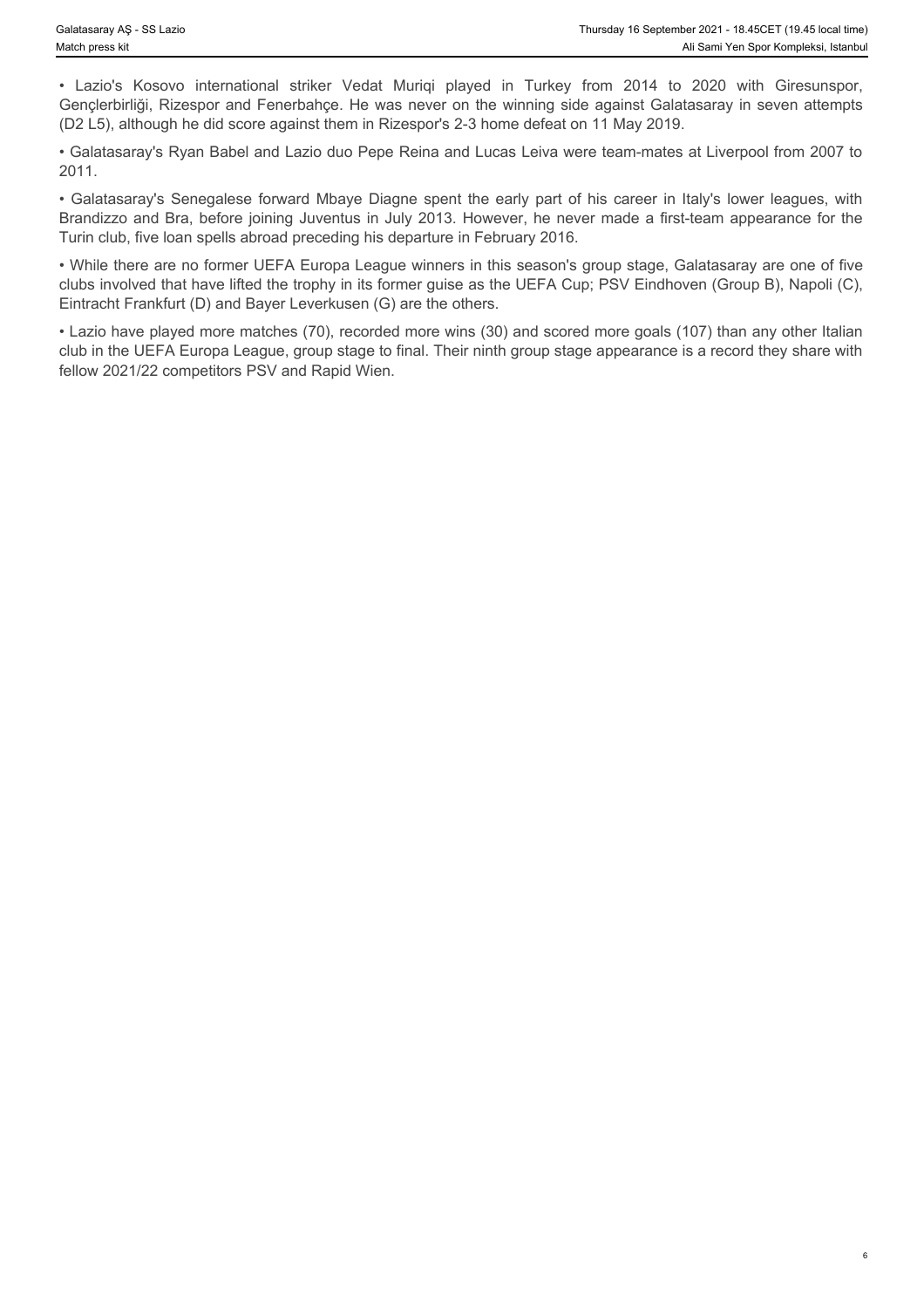- Lazio's Kosovo international striker Vedat Muriqi played in Turkey from 2014 to 2020 with Giresunspor, Gençlerbirliği, Rizespor and Fenerbahçe. He was never on the winning side against Galatasaray in seven attempts (D2 L5), although he did score against them in Rizespor's 2-3 home defeat on 11 May 2019.

- Galatasaray's Ryan Babel and Lazio duo Pepe Reina and Lucas Leiva were team-mates at Liverpool from 2007 to 2011.

- Galatasaray's Senegalese forward Mbaye Diagne spent the early part of his career in Italy's lower leagues, with Brandizzo and Bra, before joining Juventus in July 2013. However, he never made a first-team appearance for the Turin club, five loan spells abroad preceding his departure in February 2016.

- While there are no former UEFA Europa League winners in this season's group stage, Galatasaray are one of five clubs involved that have lifted the trophy in its former guise as the UEFA Cup; PSV Eindhoven (Group B), Napoli (C), Eintracht Frankfurt (D) and Bayer Leverkusen (G) are the others.

- Lazio have played more matches (70), recorded more wins (30) and scored more goals (107) than any other Italian club in the UEFA Europa League, group stage to final. Their ninth group stage appearance is a record they share with fellow 2021/22 competitors PSV and Rapid Wien.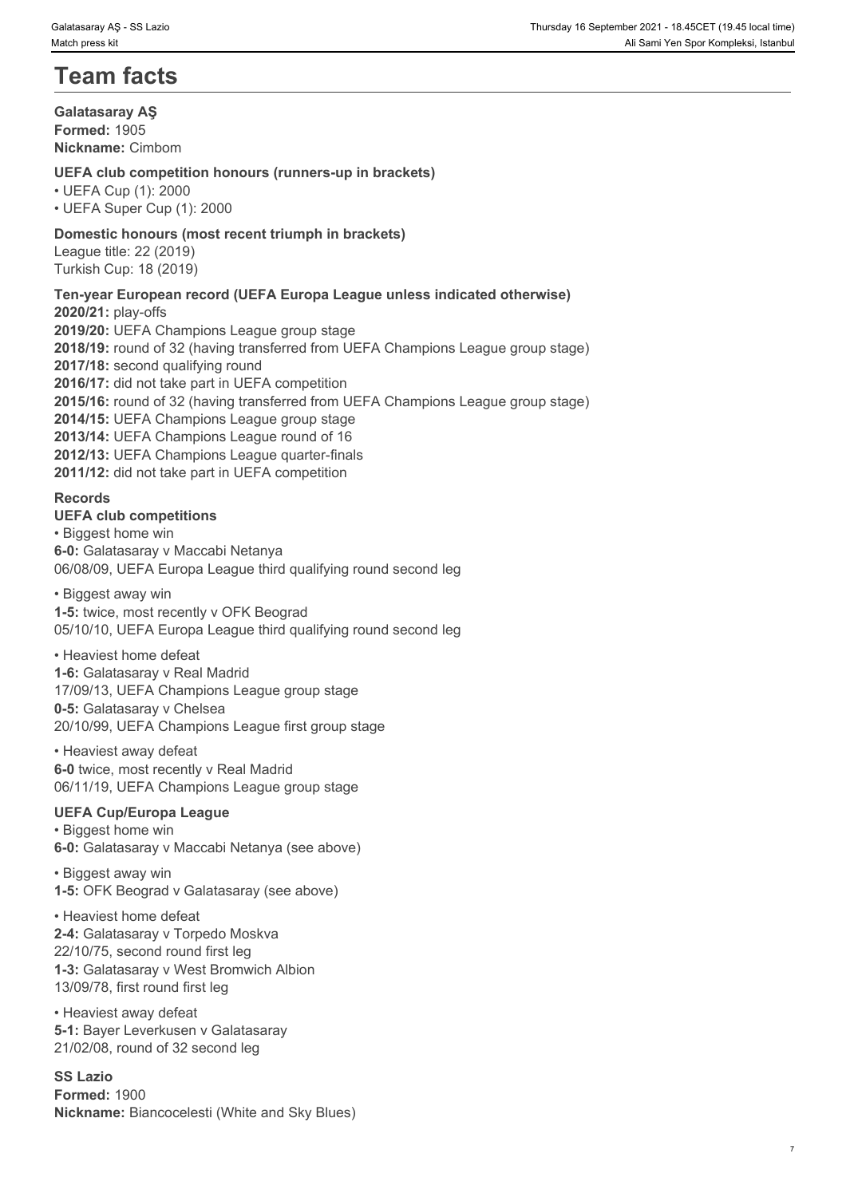# Team facts

**Galatasaray AŞ**
**Formed:** 1905
**Nickname:** Cimbom

**UEFA club competition honours (runners-up in brackets)**
- UEFA Cup (1): 2000
- UEFA Super Cup (1): 2000

**Domestic honours (most recent triumph in brackets)**
League title: 22 (2019)
Turkish Cup: 18 (2019)

**Ten-year European record (UEFA Europa League unless indicated otherwise)**
**2020/21:** play-offs
**2019/20:** UEFA Champions League group stage
**2018/19:** round of 32 (having transferred from UEFA Champions League group stage)
**2017/18:** second qualifying round
**2016/17:** did not take part in UEFA competition
**2015/16:** round of 32 (having transferred from UEFA Champions League group stage)
**2014/15:** UEFA Champions League group stage
**2013/14:** UEFA Champions League round of 16
**2012/13:** UEFA Champions League quarter-finals
**2011/12:** did not take part in UEFA competition

**Records**
**UEFA club competitions**
- Biggest home win

**6-0:** Galatasaray v Maccabi Netanya
06/08/09, UEFA Europa League third qualifying round second leg

- Biggest away win

**1-5:** twice, most recently v OFK Beograd
05/10/10, UEFA Europa League third qualifying round second leg

- Heaviest home defeat

**1-6:** Galatasaray v Real Madrid
17/09/13, UEFA Champions League group stage
**0-5:** Galatasaray v Chelsea
20/10/99, UEFA Champions League first group stage

- Heaviest away defeat

**6-0** twice, most recently v Real Madrid
06/11/19, UEFA Champions League group stage

**UEFA Cup/Europa League**
- Biggest home win

**6-0:** Galatasaray v Maccabi Netanya (see above)

- Biggest away win

**1-5:** OFK Beograd v Galatasaray (see above)

- Heaviest home defeat

**2-4:** Galatasaray v Torpedo Moskva
22/10/75, second round first leg
**1-3:** Galatasaray v West Bromwich Albion
13/09/78, first round first leg

- Heaviest away defeat

**5-1:** Bayer Leverkusen v Galatasaray
21/02/08, round of 32 second leg

**SS Lazio**
**Formed:** 1900
**Nickname:** Biancocelesti (White and Sky Blues)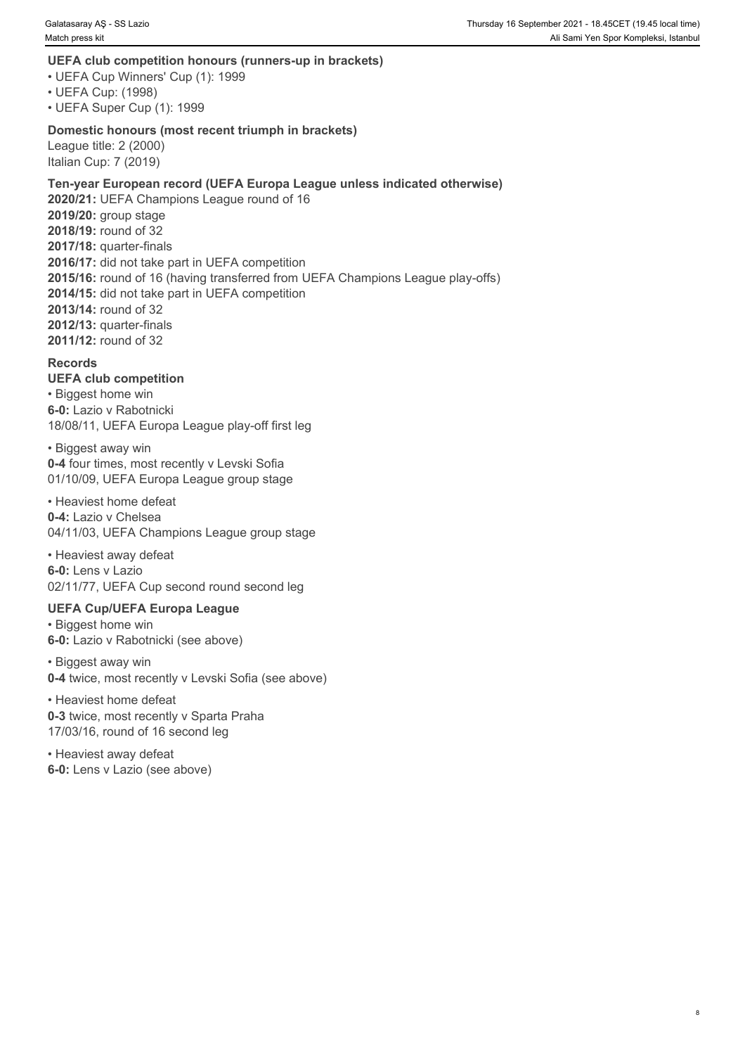### UEFA club competition honours (runners-up in brackets)

- UEFA Cup Winners' Cup (1): 1999
- UEFA Cup: (1998)
- UEFA Super Cup (1): 1999

### Domestic honours (most recent triumph in brackets)

League title: 2 (2000)
Italian Cup: 7 (2019)

### Ten-year European record (UEFA Europa League unless indicated otherwise)

**2020/21:** UEFA Champions League round of 16
**2019/20:** group stage
**2018/19:** round of 32
**2017/18:** quarter-finals
**2016/17:** did not take part in UEFA competition
**2015/16:** round of 16 (having transferred from UEFA Champions League play-offs)
**2014/15:** did not take part in UEFA competition
**2013/14:** round of 32
**2012/13:** quarter-finals
**2011/12:** round of 32

### Records

#### UEFA club competition

- Biggest home win

**6-0:** Lazio v Rabotnicki
18/08/11, UEFA Europa League play-off first leg

- Biggest away win

**0-4** four times, most recently v Levski Sofia
01/10/09, UEFA Europa League group stage

- Heaviest home defeat

**0-4:** Lazio v Chelsea
04/11/03, UEFA Champions League group stage

- Heaviest away defeat

**6-0:** Lens v Lazio
02/11/77, UEFA Cup second round second leg

#### UEFA Cup/UEFA Europa League

- Biggest home win

**6-0:** Lazio v Rabotnicki (see above)

- Biggest away win

**0-4** twice, most recently v Levski Sofia (see above)

- Heaviest home defeat

**0-3** twice, most recently v Sparta Praha
17/03/16, round of 16 second leg

- Heaviest away defeat

**6-0:** Lens v Lazio (see above)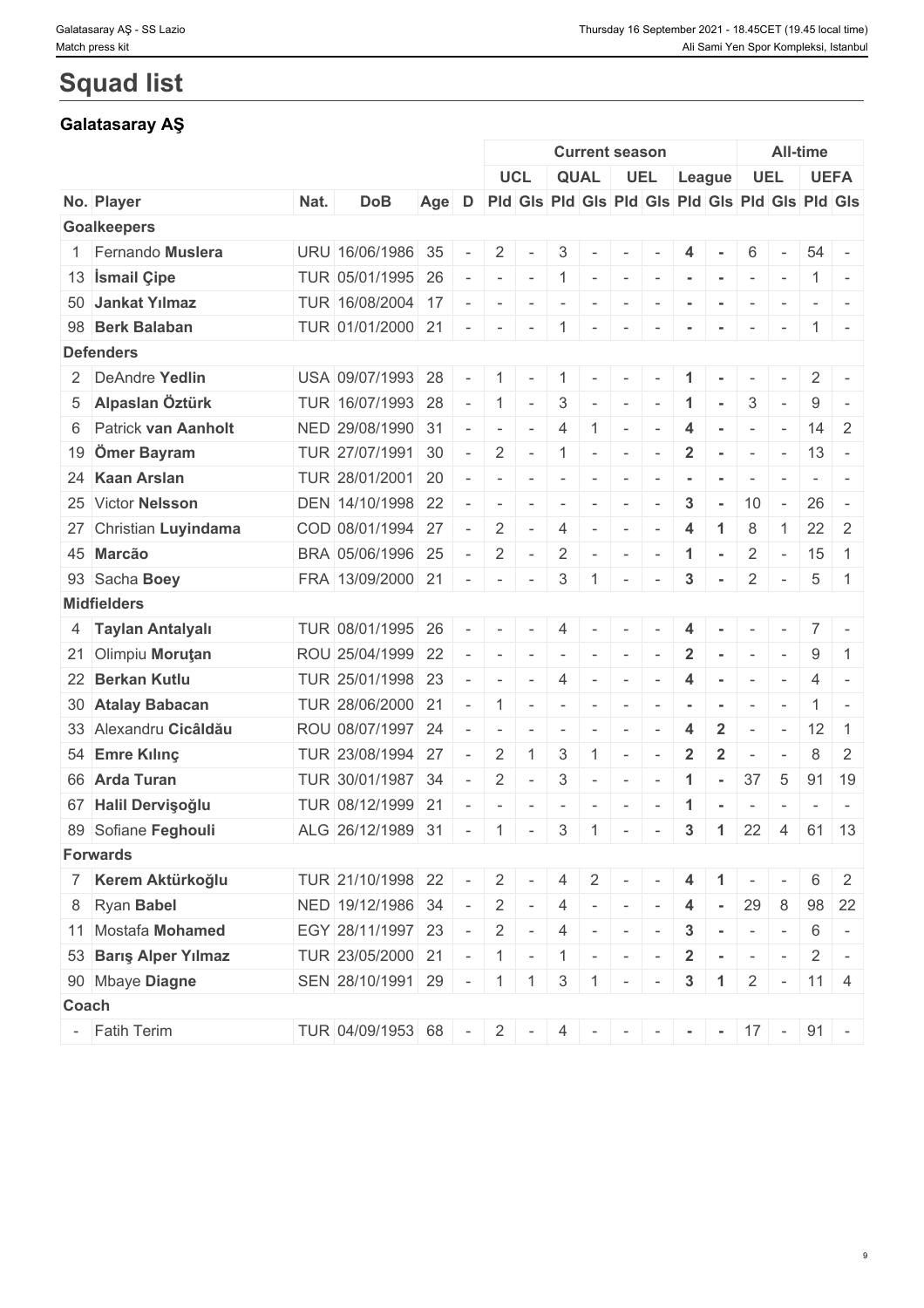# Squad list

## Galatasaray AŞ

| | | | | | | Current season | | | | | | | | All-time | | | |
|---|---|---|---|---|---|---|---|---|---|---|---|---|---|---|---|---|---|
| | | | | | | UCL | | QUAL | | UEL | | League | | UEL | | UEFA | |
| No. | Player | Nat. | DoB | Age | D | Pld | Gls | Pld | Gls | Pld | Gls | Pld | Gls | Pld | Gls | Pld | Gls |
| **Goalkeepers** | | | | | | | | | | | | | | | | | |
| 1 | Fernando **Muslera** | URU | 16/06/1986 | 35 | - | 2 | - | 3 | - | - | - | 4 | - | 6 | - | 54 | - |
| 13 | **İsmail Çipe** | TUR | 05/01/1995 | 26 | - | - | - | 1 | - | - | - | - | - | - | - | 1 | - |
| 50 | **Jankat Yılmaz** | TUR | 16/08/2004 | 17 | - | - | - | - | - | - | - | - | - | - | - | - | - |
| 98 | **Berk Balaban** | TUR | 01/01/2000 | 21 | - | - | - | 1 | - | - | - | - | - | - | - | 1 | - |
| **Defenders** | | | | | | | | | | | | | | | | | |
| 2 | DeAndre **Yedlin** | USA | 09/07/1993 | 28 | - | 1 | - | 1 | - | - | - | 1 | - | - | - | 2 | - |
| 5 | **Alpaslan Öztürk** | TUR | 16/07/1993 | 28 | - | 1 | - | 3 | - | - | - | 1 | - | 3 | - | 9 | - |
| 6 | Patrick **van Aanholt** | NED | 29/08/1990 | 31 | - | - | - | 4 | 1 | - | - | 4 | - | - | - | 14 | 2 |
| 19 | **Ömer Bayram** | TUR | 27/07/1991 | 30 | - | 2 | - | 1 | - | - | - | 2 | - | - | - | 13 | - |
| 24 | **Kaan Arslan** | TUR | 28/01/2001 | 20 | - | - | - | - | - | - | - | - | - | - | - | - | - |
| 25 | Victor **Nelsson** | DEN | 14/10/1998 | 22 | - | - | - | - | - | - | - | 3 | - | 10 | - | 26 | - |
| 27 | Christian **Luyindama** | COD | 08/01/1994 | 27 | - | 2 | - | 4 | - | - | - | 4 | 1 | 8 | 1 | 22 | 2 |
| 45 | **Marcão** | BRA | 05/06/1996 | 25 | - | 2 | - | 2 | - | - | - | 1 | - | 2 | - | 15 | 1 |
| 93 | Sacha **Boey** | FRA | 13/09/2000 | 21 | - | - | - | 3 | 1 | - | - | 3 | - | 2 | - | 5 | 1 |
| **Midfielders** | | | | | | | | | | | | | | | | | |
| 4 | **Taylan Antalyalı** | TUR | 08/01/1995 | 26 | - | - | - | 4 | - | - | - | 4 | - | - | - | 7 | - |
| 21 | Olimpiu **Moruţan** | ROU | 25/04/1999 | 22 | - | - | - | - | - | - | - | 2 | - | - | - | 9 | 1 |
| 22 | **Berkan Kutlu** | TUR | 25/01/1998 | 23 | - | - | - | 4 | - | - | - | 4 | - | - | - | 4 | - |
| 30 | **Atalay Babacan** | TUR | 28/06/2000 | 21 | - | 1 | - | - | - | - | - | - | - | - | - | 1 | - |
| 33 | Alexandru **Cicâldău** | ROU | 08/07/1997 | 24 | - | - | - | - | - | - | - | 4 | 2 | - | - | 12 | 1 |
| 54 | **Emre Kılınç** | TUR | 23/08/1994 | 27 | - | 2 | 1 | 3 | 1 | - | - | 2 | 2 | - | - | 8 | 2 |
| 66 | **Arda Turan** | TUR | 30/01/1987 | 34 | - | 2 | - | 3 | - | - | - | 1 | - | 37 | 5 | 91 | 19 |
| 67 | **Halil Dervişoğlu** | TUR | 08/12/1999 | 21 | - | - | - | - | - | - | - | 1 | - | - | - | - | - |
| 89 | Sofiane **Feghouli** | ALG | 26/12/1989 | 31 | - | 1 | - | 3 | 1 | - | - | 3 | 1 | 22 | 4 | 61 | 13 |
| **Forwards** | | | | | | | | | | | | | | | | | |
| 7 | **Kerem Aktürkoğlu** | TUR | 21/10/1998 | 22 | - | 2 | - | 4 | 2 | - | - | 4 | 1 | - | - | 6 | 2 |
| 8 | Ryan **Babel** | NED | 19/12/1986 | 34 | - | 2 | - | 4 | - | - | - | 4 | - | 29 | 8 | 98 | 22 |
| 11 | Mostafa **Mohamed** | EGY | 28/11/1997 | 23 | - | 2 | - | 4 | - | - | - | 3 | - | - | - | 6 | - |
| 53 | **Barış Alper Yılmaz** | TUR | 23/05/2000 | 21 | - | 1 | - | 1 | - | - | - | 2 | - | - | - | 2 | - |
| 90 | Mbaye **Diagne** | SEN | 28/10/1991 | 29 | - | 1 | 1 | 3 | 1 | - | - | 3 | 1 | 2 | - | 11 | 4 |
| **Coach** | | | | | | | | | | | | | | | | | |
| - | Fatih Terim | TUR | 04/09/1953 | 68 | - | 2 | - | 4 | - | - | - | - | - | 17 | - | 91 | - |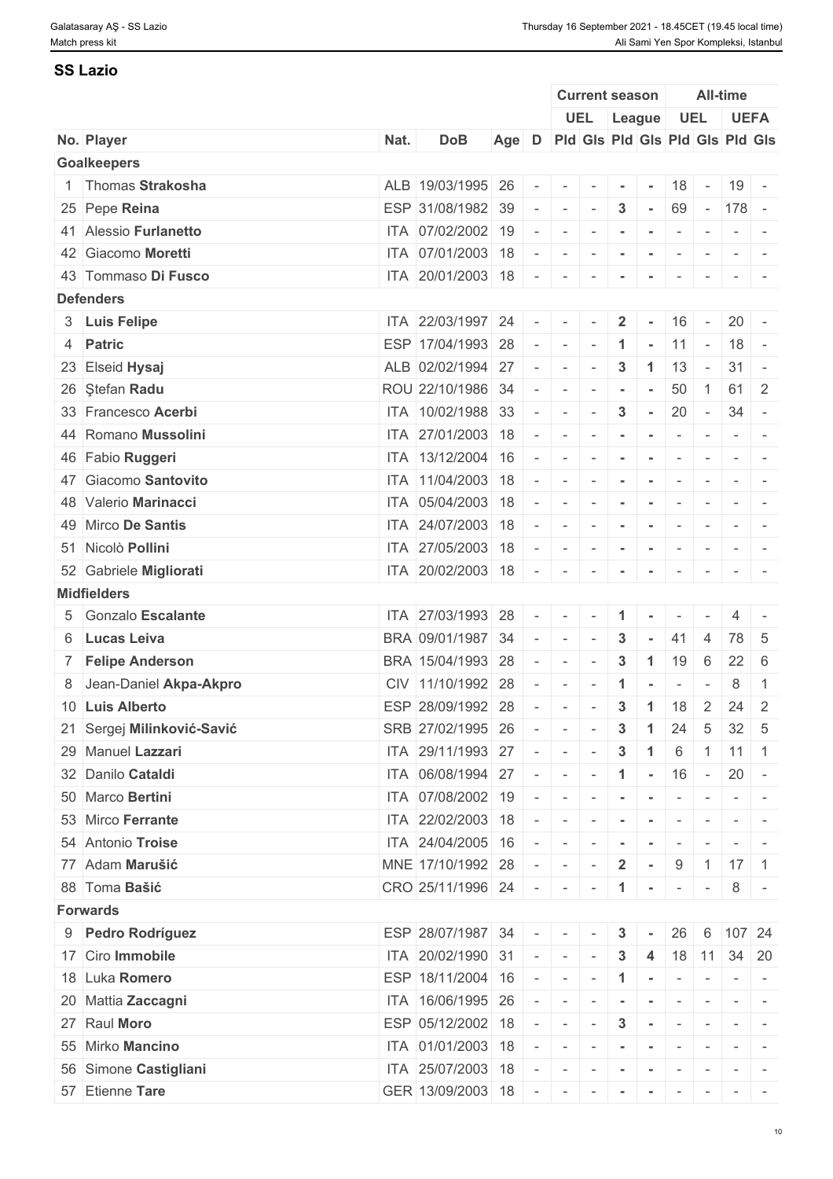## SS Lazio

| No. | Player | Nat. | DoB | Age | D | Current season | | | | All-time | | | |
|---|---|---|---|---|---|---|---|---|---|---|---|---|---|
| | | | | | | UEL | | League | | UEL | | UEFA | |
| | | | | | | Pld | Gls | Pld | Gls | Pld | Gls | Pld | Gls |
| **Goalkeepers** | | | | | | | | | | | | | |
| 1 | Thomas **Strakosha** | ALB | 19/03/1995 | 26 | - | - | - | - | - | 18 | - | 19 | - |
| 25 | Pepe **Reina** | ESP | 31/08/1982 | 39 | - | - | - | 3 | - | 69 | - | 178 | - |
| 41 | Alessio **Furlanetto** | ITA | 07/02/2002 | 19 | - | - | - | - | - | - | - | - | - |
| 42 | Giacomo **Moretti** | ITA | 07/01/2003 | 18 | - | - | - | - | - | - | - | - | - |
| 43 | Tommaso **Di Fusco** | ITA | 20/01/2003 | 18 | - | - | - | - | - | - | - | - | - |
| **Defenders** | | | | | | | | | | | | | |
| 3 | **Luis Felipe** | ITA | 22/03/1997 | 24 | - | - | - | 2 | - | 16 | - | 20 | - |
| 4 | **Patric** | ESP | 17/04/1993 | 28 | - | - | - | 1 | - | 11 | - | 18 | - |
| 23 | Elseid **Hysaj** | ALB | 02/02/1994 | 27 | - | - | - | 3 | 1 | 13 | - | 31 | - |
| 26 | Ştefan **Radu** | ROU | 22/10/1986 | 34 | - | - | - | - | - | 50 | 1 | 61 | 2 |
| 33 | Francesco **Acerbi** | ITA | 10/02/1988 | 33 | - | - | - | 3 | - | 20 | - | 34 | - |
| 44 | Romano **Mussolini** | ITA | 27/01/2003 | 18 | - | - | - | - | - | - | - | - | - |
| 46 | Fabio **Ruggeri** | ITA | 13/12/2004 | 16 | - | - | - | - | - | - | - | - | - |
| 47 | Giacomo **Santovito** | ITA | 11/04/2003 | 18 | - | - | - | - | - | - | - | - | - |
| 48 | Valerio **Marinacci** | ITA | 05/04/2003 | 18 | - | - | - | - | - | - | - | - | - |
| 49 | Mirco **De Santis** | ITA | 24/07/2003 | 18 | - | - | - | - | - | - | - | - | - |
| 51 | Nicolò **Pollini** | ITA | 27/05/2003 | 18 | - | - | - | - | - | - | - | - | - |
| 52 | Gabriele **Migliorati** | ITA | 20/02/2003 | 18 | - | - | - | - | - | - | - | - | - |
| **Midfielders** | | | | | | | | | | | | | |
| 5 | Gonzalo **Escalante** | ITA | 27/03/1993 | 28 | - | - | - | 1 | - | - | - | 4 | - |
| 6 | **Lucas Leiva** | BRA | 09/01/1987 | 34 | - | - | - | 3 | - | 41 | 4 | 78 | 5 |
| 7 | **Felipe Anderson** | BRA | 15/04/1993 | 28 | - | - | - | 3 | 1 | 19 | 6 | 22 | 6 |
| 8 | Jean-Daniel **Akpa-Akpro** | CIV | 11/10/1992 | 28 | - | - | - | 1 | - | - | - | 8 | 1 |
| 10 | **Luis Alberto** | ESP | 28/09/1992 | 28 | - | - | - | 3 | 1 | 18 | 2 | 24 | 2 |
| 21 | Sergej **Milinković-Savić** | SRB | 27/02/1995 | 26 | - | - | - | 3 | 1 | 24 | 5 | 32 | 5 |
| 29 | Manuel **Lazzari** | ITA | 29/11/1993 | 27 | - | - | - | 3 | 1 | 6 | 1 | 11 | 1 |
| 32 | Danilo **Cataldi** | ITA | 06/08/1994 | 27 | - | - | - | 1 | - | 16 | - | 20 | - |
| 50 | Marco **Bertini** | ITA | 07/08/2002 | 19 | - | - | - | - | - | - | - | - | - |
| 53 | Mirco **Ferrante** | ITA | 22/02/2003 | 18 | - | - | - | - | - | - | - | - | - |
| 54 | Antonio **Troise** | ITA | 24/04/2005 | 16 | - | - | - | - | - | - | - | - | - |
| 77 | Adam **Marušić** | MNE | 17/10/1992 | 28 | - | - | - | 2 | - | 9 | 1 | 17 | 1 |
| 88 | Toma **Bašić** | CRO | 25/11/1996 | 24 | - | - | - | 1 | - | - | - | 8 | - |
| **Forwards** | | | | | | | | | | | | | |
| 9 | **Pedro Rodríguez** | ESP | 28/07/1987 | 34 | - | - | - | 3 | - | 26 | 6 | 107 | 24 |
| 17 | Ciro **Immobile** | ITA | 20/02/1990 | 31 | - | - | - | 3 | 4 | 18 | 11 | 34 | 20 |
| 18 | Luka **Romero** | ESP | 18/11/2004 | 16 | - | - | - | 1 | - | - | - | - | - |
| 20 | Mattia **Zaccagni** | ITA | 16/06/1995 | 26 | - | - | - | - | - | - | - | - | - |
| 27 | Raul **Moro** | ESP | 05/12/2002 | 18 | - | - | - | 3 | - | - | - | - | - |
| 55 | Mirko **Mancino** | ITA | 01/01/2003 | 18 | - | - | - | - | - | - | - | - | - |
| 56 | Simone **Castigliani** | ITA | 25/07/2003 | 18 | - | - | - | - | - | - | - | - | - |
| 57 | Etienne **Tare** | GER | 13/09/2003 | 18 | - | - | - | - | - | - | - | - | - |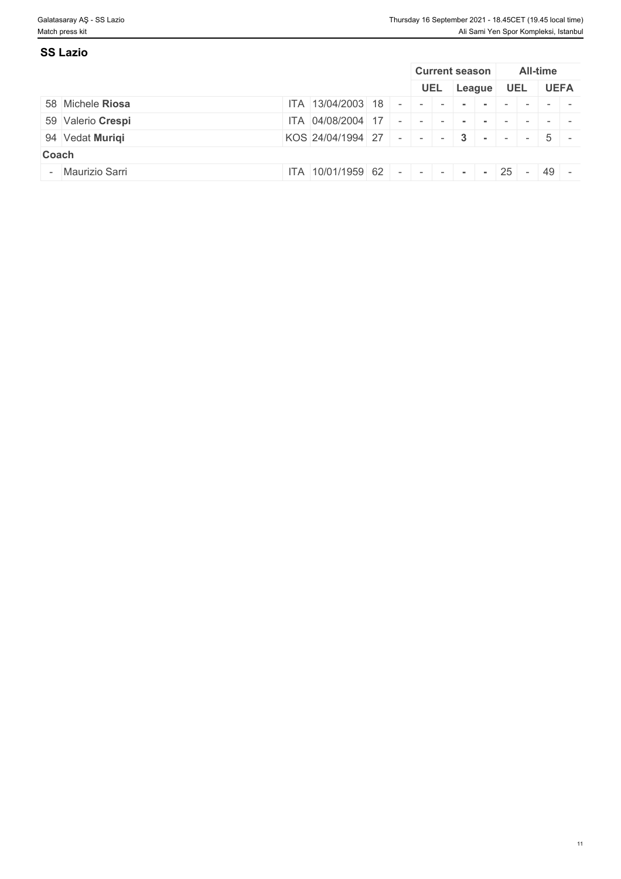## SS Lazio

| | | | | | Current season | | | | All-time | | | |
|---|---|---|---|---|---|---|---|---|---|---|---|---|
| | | | | | UEL | | League | | UEL | | UEFA | |
| 58 | Michele **Riosa** | ITA | 13/04/2003 | 18 | - | - | - | - | - | - | - | - |
| 59 | Valerio **Crespi** | ITA | 04/08/2004 | 17 | - | - | - | - | - | - | - | - |
| 94 | Vedat **Muriqi** | KOS | 24/04/1994 | 27 | - | - | - | **3** | - | - | - | 5 | - |
| **Coach** | | | | | | | | | | | | |
| - | Maurizio Sarri | ITA | 10/01/1959 | 62 | - | - | - | - | - | 25 | - | 49 | - |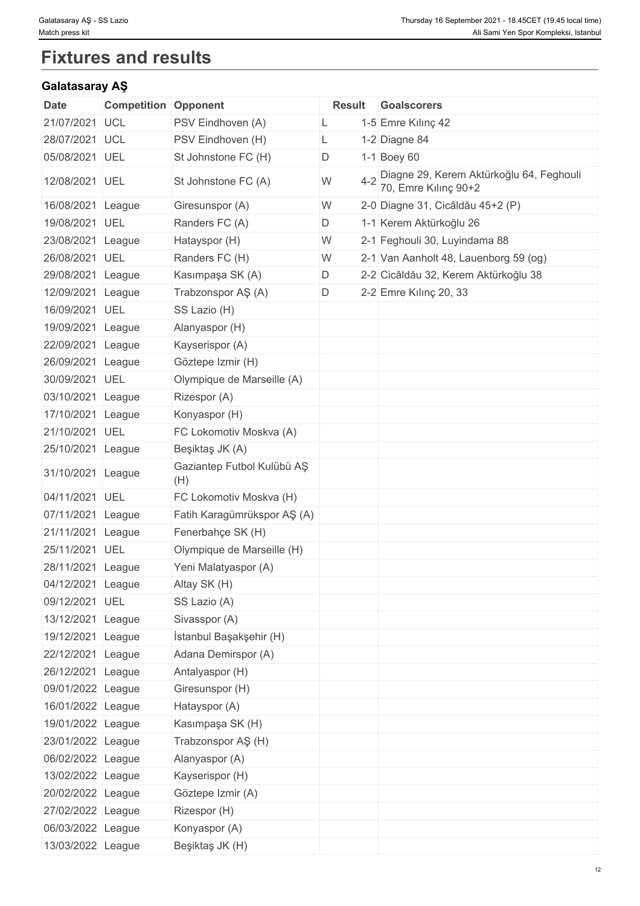# Fixtures and results

### Galatasaray AŞ

| Date | Competition | Opponent | Result | | Goalscorers |
|---|---|---|---|---|---|
| 21/07/2021 | UCL | PSV Eindhoven (A) | L | 1-5 | Emre Kılınç 42 |
| 28/07/2021 | UCL | PSV Eindhoven (H) | L | 1-2 | Diagne 84 |
| 05/08/2021 | UEL | St Johnstone FC (H) | D | 1-1 | Boey 60 |
| 12/08/2021 | UEL | St Johnstone FC (A) | W | 4-2 | Diagne 29, Kerem Aktürkoğlu 64, Feghouli 70, Emre Kılınç 90+2 |
| 16/08/2021 | League | Giresunspor (A) | W | 2-0 | Diagne 31, Cicâldău 45+2 (P) |
| 19/08/2021 | UEL | Randers FC (A) | D | 1-1 | Kerem Aktürkoğlu 26 |
| 23/08/2021 | League | Hatayspor (H) | W | 2-1 | Feghouli 30, Luyindama 88 |
| 26/08/2021 | UEL | Randers FC (H) | W | 2-1 | Van Aanholt 48, Lauenborg 59 (og) |
| 29/08/2021 | League | Kasımpaşa SK (A) | D | 2-2 | Cicâldău 32, Kerem Aktürkoğlu 38 |
| 12/09/2021 | League | Trabzonspor AŞ (A) | D | 2-2 | Emre Kılınç 20, 33 |
| 16/09/2021 | UEL | SS Lazio (H) | | | |
| 19/09/2021 | League | Alanyaspor (H) | | | |
| 22/09/2021 | League | Kayserispor (A) | | | |
| 26/09/2021 | League | Göztepe Izmir (H) | | | |
| 30/09/2021 | UEL | Olympique de Marseille (A) | | | |
| 03/10/2021 | League | Rizespor (A) | | | |
| 17/10/2021 | League | Konyaspor (H) | | | |
| 21/10/2021 | UEL | FC Lokomotiv Moskva (A) | | | |
| 25/10/2021 | League | Beşiktaş JK (A) | | | |
| 31/10/2021 | League | Gaziantep Futbol Kulübü AŞ (H) | | | |
| 04/11/2021 | UEL | FC Lokomotiv Moskva (H) | | | |
| 07/11/2021 | League | Fatih Karagümrükspor AŞ (A) | | | |
| 21/11/2021 | League | Fenerbahçe SK (H) | | | |
| 25/11/2021 | UEL | Olympique de Marseille (H) | | | |
| 28/11/2021 | League | Yeni Malatyaspor (A) | | | |
| 04/12/2021 | League | Altay SK (H) | | | |
| 09/12/2021 | UEL | SS Lazio (A) | | | |
| 13/12/2021 | League | Sivasspor (A) | | | |
| 19/12/2021 | League | İstanbul Başakşehir (H) | | | |
| 22/12/2021 | League | Adana Demirspor (A) | | | |
| 26/12/2021 | League | Antalyaspor (H) | | | |
| 09/01/2022 | League | Giresunspor (H) | | | |
| 16/01/2022 | League | Hatayspor (A) | | | |
| 19/01/2022 | League | Kasımpaşa SK (H) | | | |
| 23/01/2022 | League | Trabzonspor AŞ (H) | | | |
| 06/02/2022 | League | Alanyaspor (A) | | | |
| 13/02/2022 | League | Kayserispor (H) | | | |
| 20/02/2022 | League | Göztepe Izmir (A) | | | |
| 27/02/2022 | League | Rizespor (H) | | | |
| 06/03/2022 | League | Konyaspor (A) | | | |
| 13/03/2022 | League | Beşiktaş JK (H) | | | |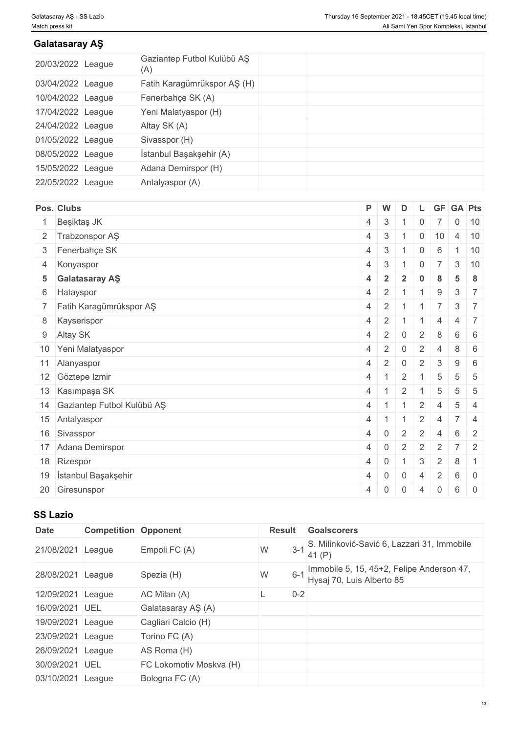## Galatasaray AŞ

| | | | | |
|---|---|---|---|---|
| 20/03/2022 | League | Gaziantep Futbol Kulübü AŞ (A) | | |
| 03/04/2022 | League | Fatih Karagümrükspor AŞ (H) | | |
| 10/04/2022 | League | Fenerbahçe SK (A) | | |
| 17/04/2022 | League | Yeni Malatyaspor (H) | | |
| 24/04/2022 | League | Altay SK (A) | | |
| 01/05/2022 | League | Sivasspor (H) | | |
| 08/05/2022 | League | İstanbul Başakşehir (A) | | |
| 15/05/2022 | League | Adana Demirspor (H) | | |
| 22/05/2022 | League | Antalyaspor (A) | | |

| Pos. | Clubs | P | W | D | L | GF | GA | Pts |
|---|---|---|---|---|---|---|---|---|
| 1 | Beşiktaş JK | 4 | 3 | 1 | 0 | 7 | 0 | 10 |
| 2 | Trabzonspor AŞ | 4 | 3 | 1 | 0 | 10 | 4 | 10 |
| 3 | Fenerbahçe SK | 4 | 3 | 1 | 0 | 6 | 1 | 10 |
| 4 | Konyaspor | 4 | 3 | 1 | 0 | 7 | 3 | 10 |
| **5** | **Galatasaray AŞ** | **4** | **2** | **2** | **0** | **8** | **5** | **8** |
| 6 | Hatayspor | 4 | 2 | 1 | 1 | 9 | 3 | 7 |
| 7 | Fatih Karagümrükspor AŞ | 4 | 2 | 1 | 1 | 7 | 3 | 7 |
| 8 | Kayserispor | 4 | 2 | 1 | 1 | 4 | 4 | 7 |
| 9 | Altay SK | 4 | 2 | 0 | 2 | 8 | 6 | 6 |
| 10 | Yeni Malatyaspor | 4 | 2 | 0 | 2 | 4 | 8 | 6 |
| 11 | Alanyaspor | 4 | 2 | 0 | 2 | 3 | 9 | 6 |
| 12 | Göztepe Izmir | 4 | 1 | 2 | 1 | 5 | 5 | 5 |
| 13 | Kasımpaşa SK | 4 | 1 | 2 | 1 | 5 | 5 | 5 |
| 14 | Gaziantep Futbol Kulübü AŞ | 4 | 1 | 1 | 2 | 4 | 5 | 4 |
| 15 | Antalyaspor | 4 | 1 | 1 | 2 | 4 | 7 | 4 |
| 16 | Sivasspor | 4 | 0 | 2 | 2 | 4 | 6 | 2 |
| 17 | Adana Demirspor | 4 | 0 | 2 | 2 | 2 | 7 | 2 |
| 18 | Rizespor | 4 | 0 | 1 | 3 | 2 | 8 | 1 |
| 19 | İstanbul Başakşehir | 4 | 0 | 0 | 4 | 2 | 6 | 0 |
| 20 | Giresunspor | 4 | 0 | 0 | 4 | 0 | 6 | 0 |

## SS Lazio

| Date | Competition | Opponent | Result | | Goalscorers |
|---|---|---|---|---|---|
| 21/08/2021 | League | Empoli FC (A) | W | 3-1 | S. Milinković-Savić 6, Lazzari 31, Immobile 41 (P) |
| 28/08/2021 | League | Spezia (H) | W | 6-1 | Immobile 5, 15, 45+2, Felipe Anderson 47, Hysaj 70, Luis Alberto 85 |
| 12/09/2021 | League | AC Milan (A) | L | 0-2 | |
| 16/09/2021 | UEL | Galatasaray AŞ (A) | | | |
| 19/09/2021 | League | Cagliari Calcio (H) | | | |
| 23/09/2021 | League | Torino FC (A) | | | |
| 26/09/2021 | League | AS Roma (H) | | | |
| 30/09/2021 | UEL | FC Lokomotiv Moskva (H) | | | |
| 03/10/2021 | League | Bologna FC (A) | | | |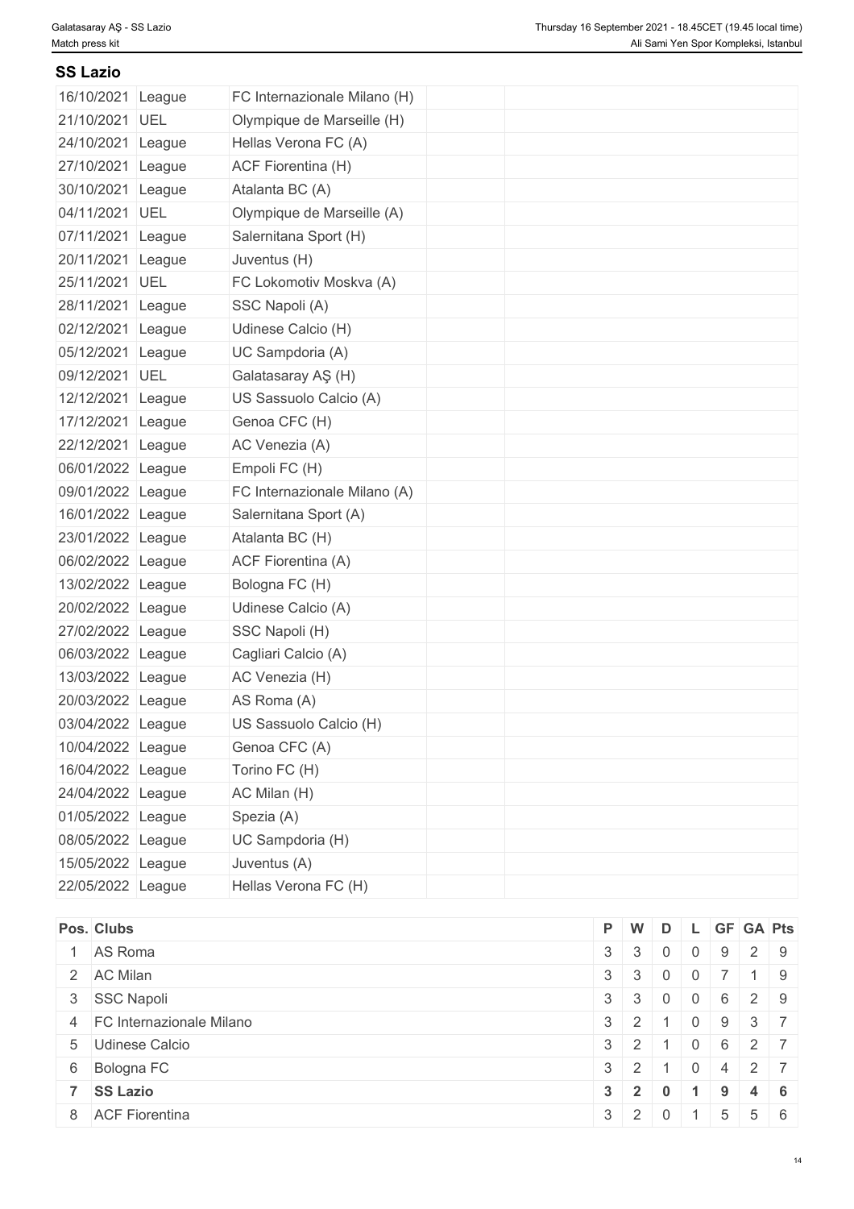## SS Lazio

| | | | | |
|---|---|---|---|---|
| 16/10/2021 | League | FC Internazionale Milano (H) | | |
| 21/10/2021 | UEL | Olympique de Marseille (H) | | |
| 24/10/2021 | League | Hellas Verona FC (A) | | |
| 27/10/2021 | League | ACF Fiorentina (H) | | |
| 30/10/2021 | League | Atalanta BC (A) | | |
| 04/11/2021 | UEL | Olympique de Marseille (A) | | |
| 07/11/2021 | League | Salernitana Sport (H) | | |
| 20/11/2021 | League | Juventus (H) | | |
| 25/11/2021 | UEL | FC Lokomotiv Moskva (A) | | |
| 28/11/2021 | League | SSC Napoli (A) | | |
| 02/12/2021 | League | Udinese Calcio (H) | | |
| 05/12/2021 | League | UC Sampdoria (A) | | |
| 09/12/2021 | UEL | Galatasaray AŞ (H) | | |
| 12/12/2021 | League | US Sassuolo Calcio (A) | | |
| 17/12/2021 | League | Genoa CFC (H) | | |
| 22/12/2021 | League | AC Venezia (A) | | |
| 06/01/2022 | League | Empoli FC (H) | | |
| 09/01/2022 | League | FC Internazionale Milano (A) | | |
| 16/01/2022 | League | Salernitana Sport (A) | | |
| 23/01/2022 | League | Atalanta BC (H) | | |
| 06/02/2022 | League | ACF Fiorentina (A) | | |
| 13/02/2022 | League | Bologna FC (H) | | |
| 20/02/2022 | League | Udinese Calcio (A) | | |
| 27/02/2022 | League | SSC Napoli (H) | | |
| 06/03/2022 | League | Cagliari Calcio (A) | | |
| 13/03/2022 | League | AC Venezia (H) | | |
| 20/03/2022 | League | AS Roma (A) | | |
| 03/04/2022 | League | US Sassuolo Calcio (H) | | |
| 10/04/2022 | League | Genoa CFC (A) | | |
| 16/04/2022 | League | Torino FC (H) | | |
| 24/04/2022 | League | AC Milan (H) | | |
| 01/05/2022 | League | Spezia (A) | | |
| 08/05/2022 | League | UC Sampdoria (H) | | |
| 15/05/2022 | League | Juventus (A) | | |
| 22/05/2022 | League | Hellas Verona FC (H) | | |

| Pos. | Clubs | P | W | D | L | GF | GA | Pts |
|---|---|---|---|---|---|---|---|---|
| 1 | AS Roma | 3 | 3 | 0 | 0 | 9 | 2 | 9 |
| 2 | AC Milan | 3 | 3 | 0 | 0 | 7 | 1 | 9 |
| 3 | SSC Napoli | 3 | 3 | 0 | 0 | 6 | 2 | 9 |
| 4 | FC Internazionale Milano | 3 | 2 | 1 | 0 | 9 | 3 | 7 |
| 5 | Udinese Calcio | 3 | 2 | 1 | 0 | 6 | 2 | 7 |
| 6 | Bologna FC | 3 | 2 | 1 | 0 | 4 | 2 | 7 |
| **7** | **SS Lazio** | **3** | **2** | **0** | **1** | **9** | **4** | **6** |
| 8 | ACF Fiorentina | 3 | 2 | 0 | 1 | 5 | 5 | 6 |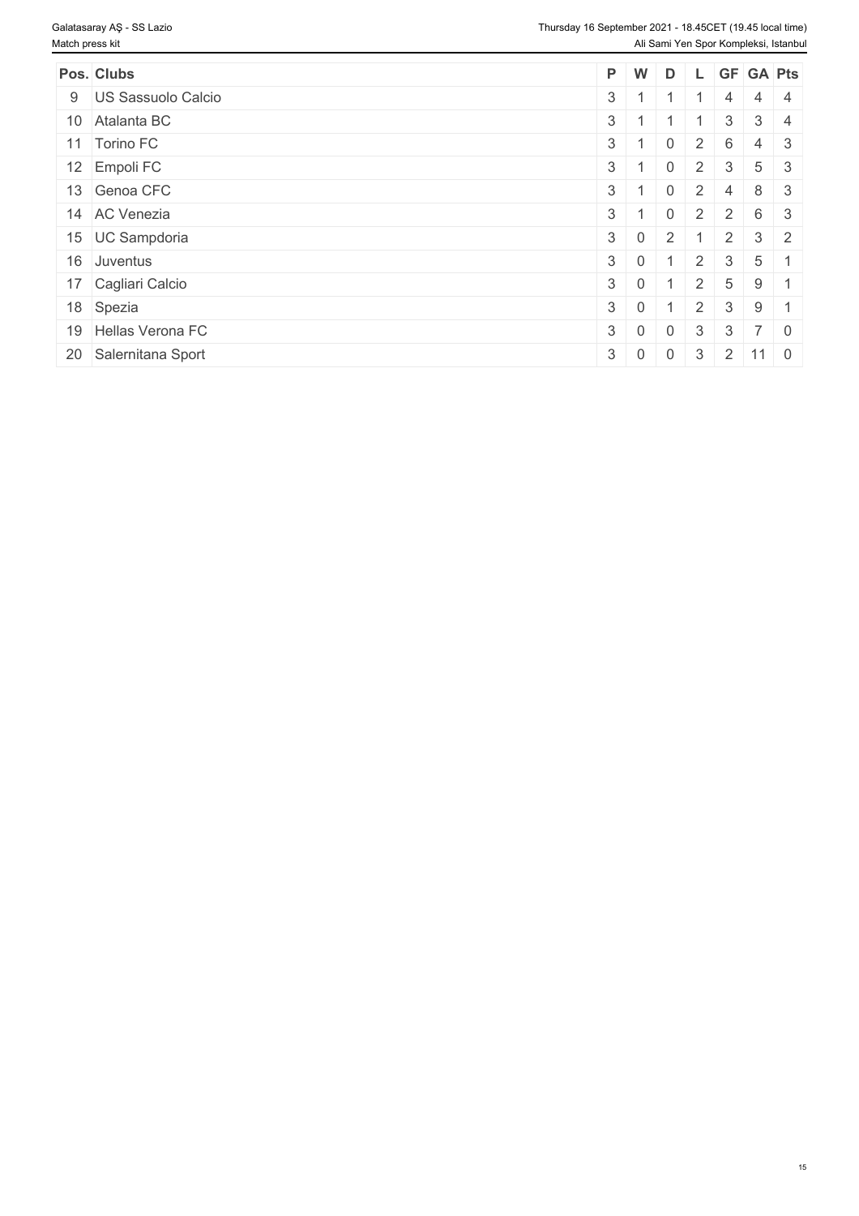| Pos. | Clubs | P | W | D | L | GF | GA | Pts |
| --- | --- | --- | --- | --- | --- | --- | --- | --- |
| 9 | US Sassuolo Calcio | 3 | 1 | 1 | 1 | 4 | 4 | 4 |
| 10 | Atalanta BC | 3 | 1 | 1 | 1 | 3 | 3 | 4 |
| 11 | Torino FC | 3 | 1 | 0 | 2 | 6 | 4 | 3 |
| 12 | Empoli FC | 3 | 1 | 0 | 2 | 3 | 5 | 3 |
| 13 | Genoa CFC | 3 | 1 | 0 | 2 | 4 | 8 | 3 |
| 14 | AC Venezia | 3 | 1 | 0 | 2 | 2 | 6 | 3 |
| 15 | UC Sampdoria | 3 | 0 | 2 | 1 | 2 | 3 | 2 |
| 16 | Juventus | 3 | 0 | 1 | 2 | 3 | 5 | 1 |
| 17 | Cagliari Calcio | 3 | 0 | 1 | 2 | 5 | 9 | 1 |
| 18 | Spezia | 3 | 0 | 1 | 2 | 3 | 9 | 1 |
| 19 | Hellas Verona FC | 3 | 0 | 0 | 3 | 3 | 7 | 0 |
| 20 | Salernitana Sport | 3 | 0 | 0 | 3 | 2 | 11 | 0 |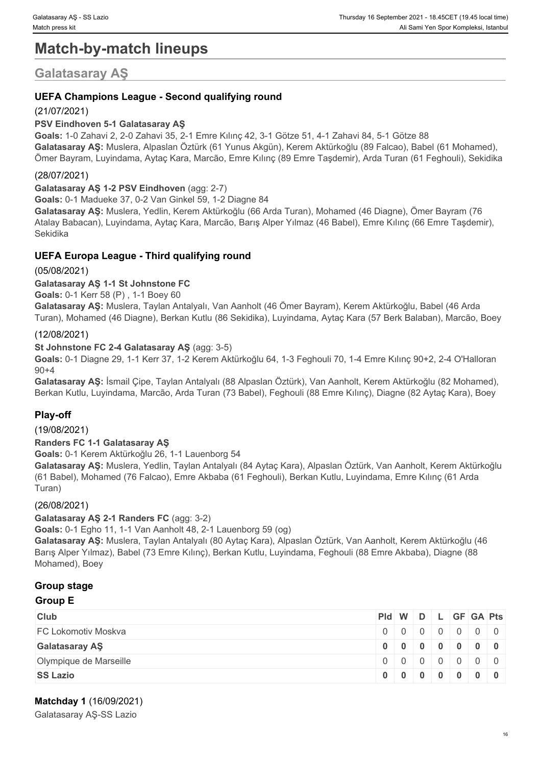# Match-by-match lineups

## Galatasaray AŞ

### UEFA Champions League - Second qualifying round

(21/07/2021)

**PSV Eindhoven 5-1 Galatasaray AŞ**

**Goals:** 1-0 Zahavi 2, 2-0 Zahavi 35, 2-1 Emre Kılınç 42, 3-1 Götze 51, 4-1 Zahavi 84, 5-1 Götze 88

**Galatasaray AŞ:** Muslera, Alpaslan Öztürk (61 Yunus Akgün), Kerem Aktürkoğlu (89 Falcao), Babel (61 Mohamed), Ömer Bayram, Luyindama, Aytaç Kara, Marcão, Emre Kılınç (89 Emre Taşdemir), Arda Turan (61 Feghouli), Sekidika

(28/07/2021)

**Galatasaray AŞ 1-2 PSV Eindhoven** (agg: 2-7)

**Goals:** 0-1 Madueke 37, 0-2 Van Ginkel 59, 1-2 Diagne 84

**Galatasaray AŞ:** Muslera, Yedlin, Kerem Aktürkoğlu (66 Arda Turan), Mohamed (46 Diagne), Ömer Bayram (76 Atalay Babacan), Luyindama, Aytaç Kara, Marcão, Barış Alper Yılmaz (46 Babel), Emre Kılınç (66 Emre Taşdemir), Sekidika

### UEFA Europa League - Third qualifying round

(05/08/2021)

**Galatasaray AŞ 1-1 St Johnstone FC**

**Goals:** 0-1 Kerr 58 (P) , 1-1 Boey 60

**Galatasaray AŞ:** Muslera, Taylan Antalyalı, Van Aanholt (46 Ömer Bayram), Kerem Aktürkoğlu, Babel (46 Arda Turan), Mohamed (46 Diagne), Berkan Kutlu (86 Sekidika), Luyindama, Aytaç Kara (57 Berk Balaban), Marcão, Boey

(12/08/2021)

**St Johnstone FC 2-4 Galatasaray AŞ** (agg: 3-5)

**Goals:** 0-1 Diagne 29, 1-1 Kerr 37, 1-2 Kerem Aktürkoğlu 64, 1-3 Feghouli 70, 1-4 Emre Kılınç 90+2, 2-4 O'Halloran 90+4

**Galatasaray AŞ:** İsmail Çipe, Taylan Antalyalı (88 Alpaslan Öztürk), Van Aanholt, Kerem Aktürkoğlu (82 Mohamed), Berkan Kutlu, Luyindama, Marcão, Arda Turan (73 Babel), Feghouli (88 Emre Kılınç), Diagne (82 Aytaç Kara), Boey

### Play-off

(19/08/2021)

**Randers FC 1-1 Galatasaray AŞ**

**Goals:** 0-1 Kerem Aktürkoğlu 26, 1-1 Lauenborg 54

**Galatasaray AŞ:** Muslera, Yedlin, Taylan Antalyalı (84 Aytaç Kara), Alpaslan Öztürk, Van Aanholt, Kerem Aktürkoğlu (61 Babel), Mohamed (76 Falcao), Emre Akbaba (61 Feghouli), Berkan Kutlu, Luyindama, Emre Kılınç (61 Arda Turan)

(26/08/2021)

**Galatasaray AŞ 2-1 Randers FC** (agg: 3-2)

**Goals:** 0-1 Egho 11, 1-1 Van Aanholt 48, 2-1 Lauenborg 59 (og)

**Galatasaray AŞ:** Muslera, Taylan Antalyalı (80 Aytaç Kara), Alpaslan Öztürk, Van Aanholt, Kerem Aktürkoğlu (46 Barış Alper Yılmaz), Babel (73 Emre Kılınç), Berkan Kutlu, Luyindama, Feghouli (88 Emre Akbaba), Diagne (88 Mohamed), Boey

### Group stage

#### Group E

| Club | Pld | W | D | L | GF | GA | Pts |
|---|---|---|---|---|---|---|---|
| FC Lokomotiv Moskva | 0 | 0 | 0 | 0 | 0 | 0 | 0 |
| **Galatasaray AŞ** | **0** | **0** | **0** | **0** | **0** | **0** | **0** |
| Olympique de Marseille | 0 | 0 | 0 | 0 | 0 | 0 | 0 |
| **SS Lazio** | **0** | **0** | **0** | **0** | **0** | **0** | **0** |

**Matchday 1** (16/09/2021)

Galatasaray AŞ-SS Lazio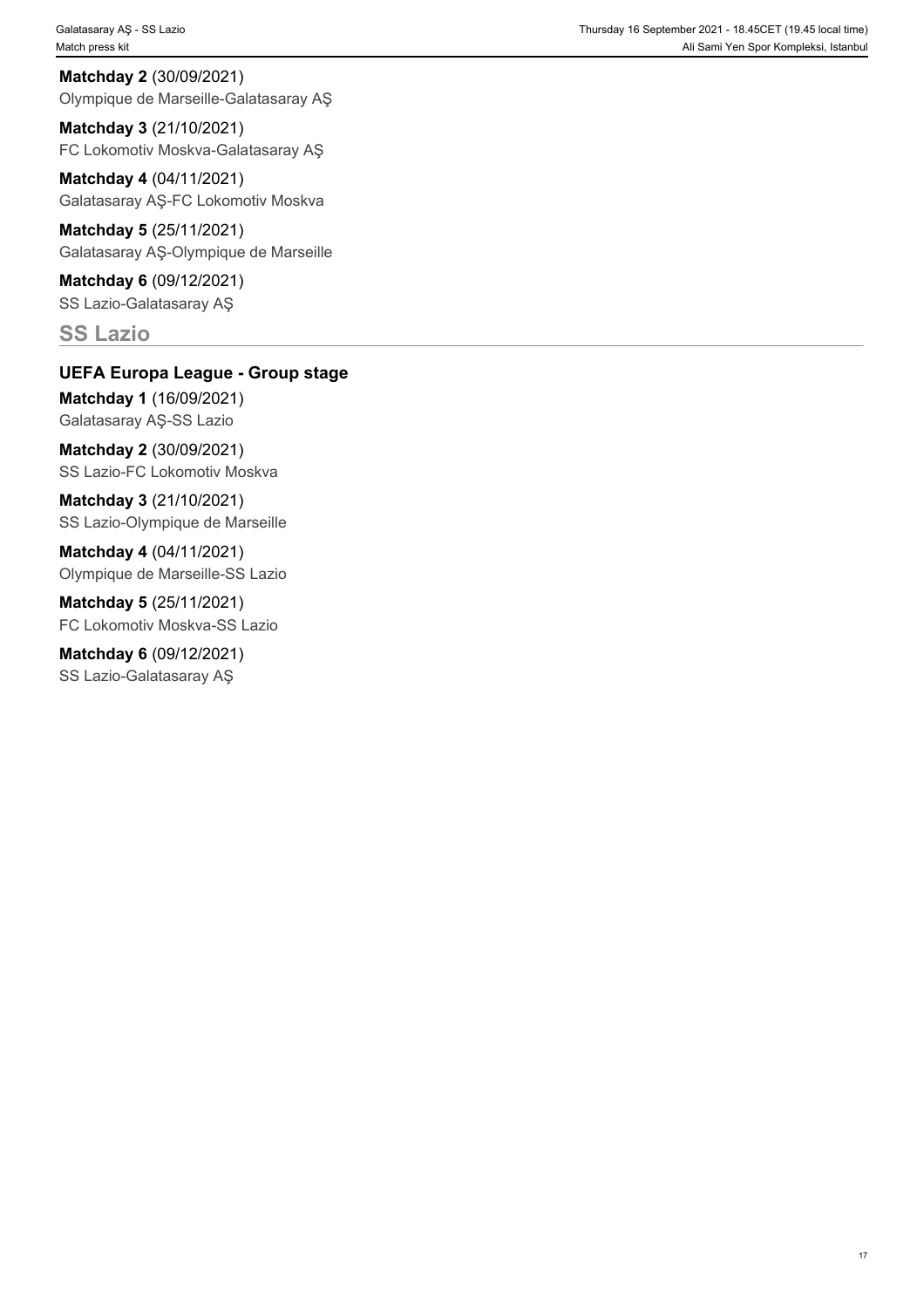**Matchday 2** (30/09/2021)
Olympique de Marseille-Galatasaray AŞ

**Matchday 3** (21/10/2021)
FC Lokomotiv Moskva-Galatasaray AŞ

**Matchday 4** (04/11/2021)
Galatasaray AŞ-FC Lokomotiv Moskva

**Matchday 5** (25/11/2021)
Galatasaray AŞ-Olympique de Marseille

**Matchday 6** (09/12/2021)
SS Lazio-Galatasaray AŞ

## SS Lazio

### UEFA Europa League - Group stage

**Matchday 1** (16/09/2021)
Galatasaray AŞ-SS Lazio

**Matchday 2** (30/09/2021)
SS Lazio-FC Lokomotiv Moskva

**Matchday 3** (21/10/2021)
SS Lazio-Olympique de Marseille

**Matchday 4** (04/11/2021)
Olympique de Marseille-SS Lazio

**Matchday 5** (25/11/2021)
FC Lokomotiv Moskva-SS Lazio

**Matchday 6** (09/12/2021)
SS Lazio-Galatasaray AŞ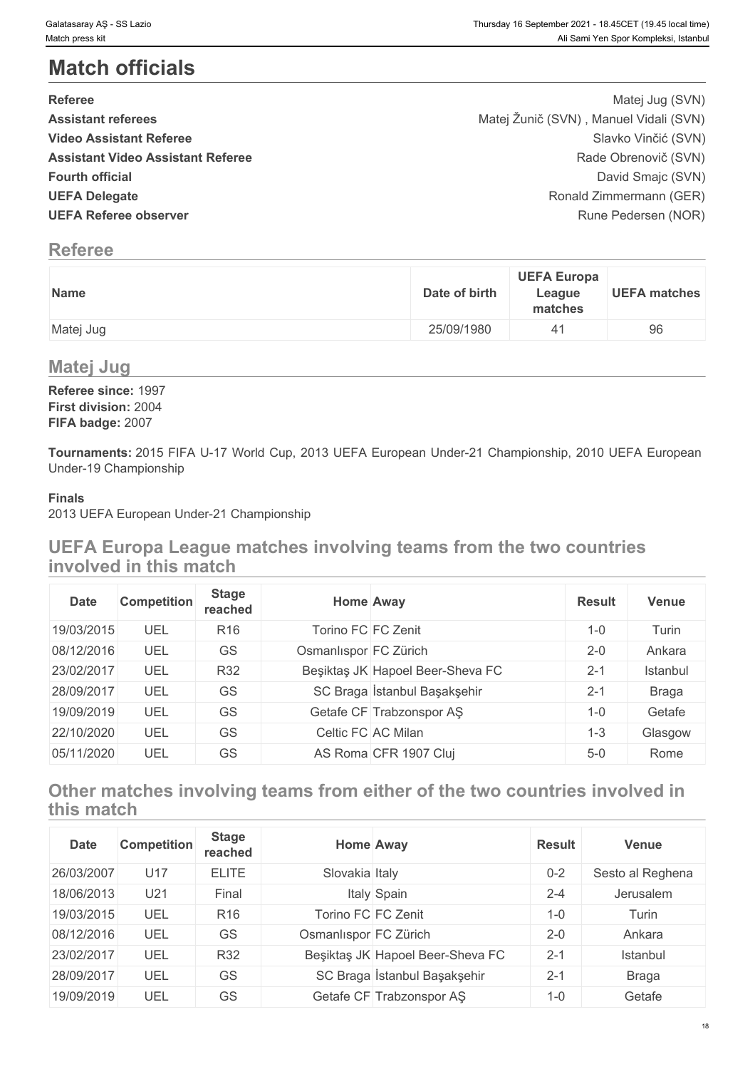# Match officials

| | |
|---|---|
| **Referee** | Matej Jug (SVN) |
| **Assistant referees** | Matej Žunič (SVN) , Manuel Vidali (SVN) |
| **Video Assistant Referee** | Slavko Vinčić (SVN) |
| **Assistant Video Assistant Referee** | Rade Obrenovič (SVN) |
| **Fourth official** | David Smajc (SVN) |
| **UEFA Delegate** | Ronald Zimmermann (GER) |
| **UEFA Referee observer** | Rune Pedersen (NOR) |

## Referee

| Name | Date of birth | UEFA Europa League matches | UEFA matches |
|---|---|---|---|
| Matej Jug | 25/09/1980 | 41 | 96 |

## Matej Jug

**Referee since:** 1997
**First division:** 2004
**FIFA badge:** 2007

**Tournaments:** 2015 FIFA U-17 World Cup, 2013 UEFA European Under-21 Championship, 2010 UEFA European Under-19 Championship

**Finals**
2013 UEFA European Under-21 Championship

## UEFA Europa League matches involving teams from the two countries involved in this match

| Date | Competition | Stage reached | Home | Away | Result | Venue |
|---|---|---|---|---|---|---|
| 19/03/2015 | UEL | R16 | Torino FC | FC Zenit | 1-0 | Turin |
| 08/12/2016 | UEL | GS | Osmanlıspor | FC Zürich | 2-0 | Ankara |
| 23/02/2017 | UEL | R32 | Beşiktaş JK | Hapoel Beer-Sheva FC | 2-1 | Istanbul |
| 28/09/2017 | UEL | GS | SC Braga | İstanbul Başakşehir | 2-1 | Braga |
| 19/09/2019 | UEL | GS | Getafe CF | Trabzonspor AŞ | 1-0 | Getafe |
| 22/10/2020 | UEL | GS | Celtic FC | AC Milan | 1-3 | Glasgow |
| 05/11/2020 | UEL | GS | AS Roma | CFR 1907 Cluj | 5-0 | Rome |

## Other matches involving teams from either of the two countries involved in this match

| Date | Competition | Stage reached | Home | Away | Result | Venue |
|---|---|---|---|---|---|---|
| 26/03/2007 | U17 | ELITE | Slovakia | Italy | 0-2 | Sesto al Reghena |
| 18/06/2013 | U21 | Final | Italy | Spain | 2-4 | Jerusalem |
| 19/03/2015 | UEL | R16 | Torino FC | FC Zenit | 1-0 | Turin |
| 08/12/2016 | UEL | GS | Osmanlıspor | FC Zürich | 2-0 | Ankara |
| 23/02/2017 | UEL | R32 | Beşiktaş JK | Hapoel Beer-Sheva FC | 2-1 | Istanbul |
| 28/09/2017 | UEL | GS | SC Braga | İstanbul Başakşehir | 2-1 | Braga |
| 19/09/2019 | UEL | GS | Getafe CF | Trabzonspor AŞ | 1-0 | Getafe |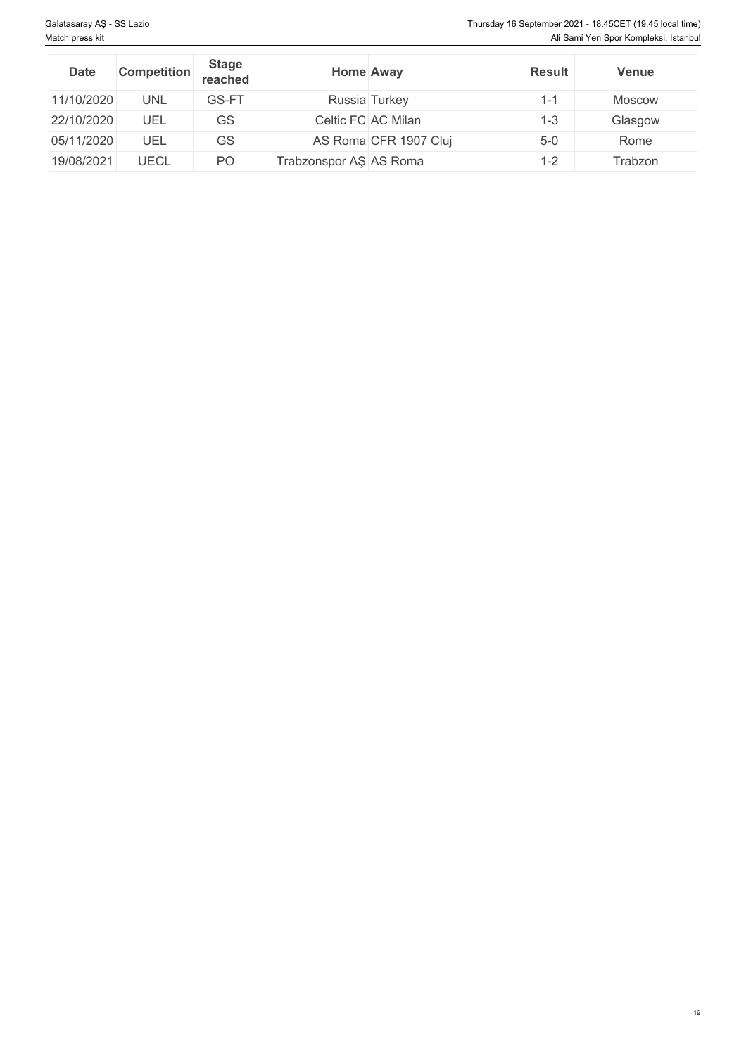| Date | Competition | Stage reached | Home | Away | Result | Venue |
|---|---|---|---|---|---|---|
| 11/10/2020 | UNL | GS-FT | Russia | Turkey | 1-1 | Moscow |
| 22/10/2020 | UEL | GS | Celtic FC | AC Milan | 1-3 | Glasgow |
| 05/11/2020 | UEL | GS | AS Roma | CFR 1907 Cluj | 5-0 | Rome |
| 19/08/2021 | UECL | PO | Trabzonspor AŞ | AS Roma | 1-2 | Trabzon |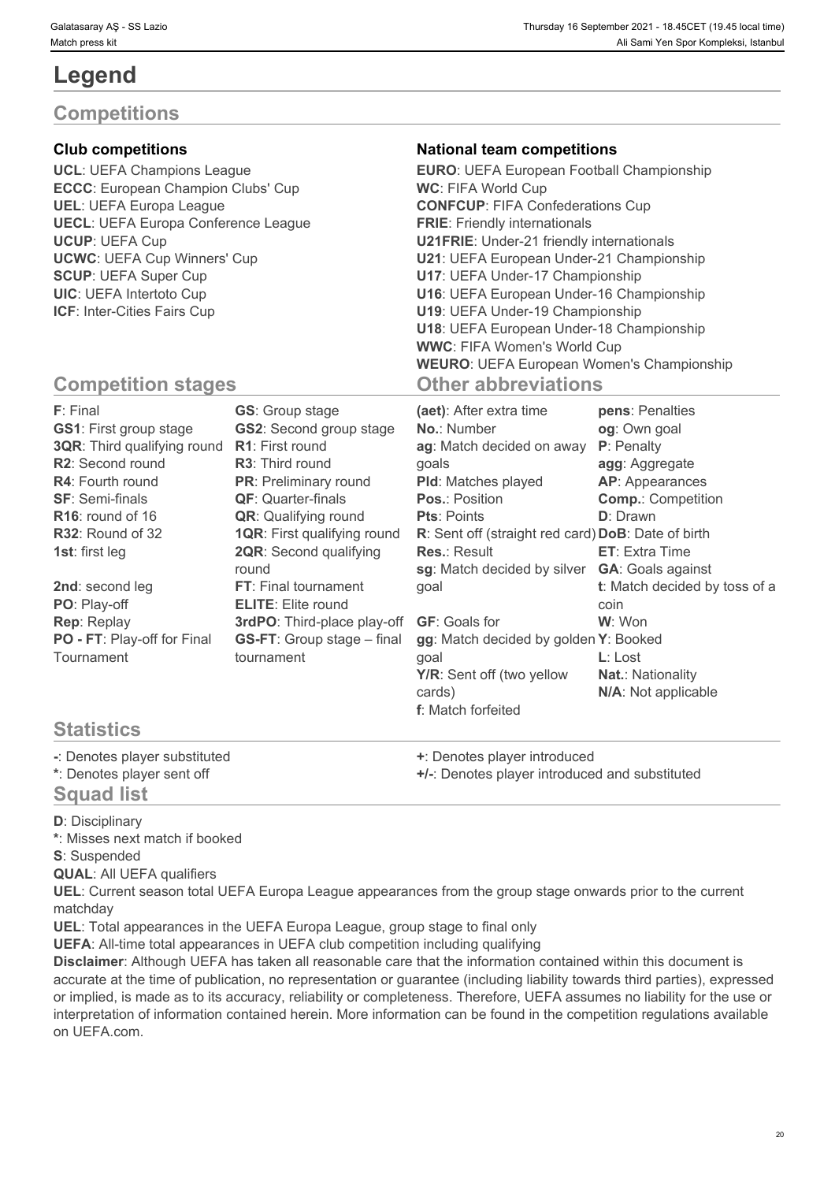# Legend

## Competitions

### Club competitions

**UCL**: UEFA Champions League
**ECCC**: European Champion Clubs' Cup
**UEL**: UEFA Europa League
**UECL**: UEFA Europa Conference League
**UCUP**: UEFA Cup
**UCWC**: UEFA Cup Winners' Cup
**SCUP**: UEFA Super Cup
**UIC**: UEFA Intertoto Cup
**ICF**: Inter-Cities Fairs Cup

### National team competitions

**EURO**: UEFA European Football Championship
**WC**: FIFA World Cup
**CONFCUP**: FIFA Confederations Cup
**FRIE**: Friendly internationals
**U21FRIE**: Under-21 friendly internationals
**U21**: UEFA European Under-21 Championship
**U17**: UEFA Under-17 Championship
**U16**: UEFA European Under-16 Championship
**U19**: UEFA Under-19 Championship
**U18**: UEFA European Under-18 Championship
**WWC**: FIFA Women's World Cup
**WEURO**: UEFA European Women's Championship

## Competition stages

**F**: Final
**GS1**: First group stage
**3QR**: Third qualifying round
**R2**: Second round
**R4**: Fourth round
**SF**: Semi-finals
**R16**: round of 16
**R32**: Round of 32
**1st**: first leg
**2nd**: second leg
**PO**: Play-off
**Rep**: Replay
**PO - FT**: Play-off for Final Tournament
**GS**: Group stage
**GS2**: Second group stage
**R1**: First round
**R3**: Third round
**PR**: Preliminary round
**QF**: Quarter-finals
**QR**: Qualifying round
**1QR**: First qualifying round
**2QR**: Second qualifying round
**FT**: Final tournament
**ELITE**: Elite round
**3rdPO**: Third-place play-off
**GS-FT**: Group stage – final tournament

## Other abbreviations

**(aet)**: After extra time
**No.**: Number
**ag**: Match decided on away goals
**Pld**: Matches played
**Pos.**: Position
**Pts**: Points
**R**: Sent off (straight red card)
**Res.**: Result
**sg**: Match decided by silver goal
**GF**: Goals for
**gg**: Match decided by golden goal
**Y/R**: Sent off (two yellow cards)
**f**: Match forfeited
**pens**: Penalties
**og**: Own goal
**P**: Penalty
**agg**: Aggregate
**AP**: Appearances
**Comp.**: Competition
**D**: Drawn
**DoB**: Date of birth
**ET**: Extra Time
**GA**: Goals against
**t**: Match decided by toss of a coin
**W**: Won
**Y**: Booked
**L**: Lost
**Nat.**: Nationality
**N/A**: Not applicable

## Statistics

**-**: Denotes player substituted
**\***: Denotes player sent off
**+**: Denotes player introduced
**+/-**: Denotes player introduced and substituted

## Squad list

**D**: Disciplinary
**\***: Misses next match if booked
**S**: Suspended
**QUAL**: All UEFA qualifiers
**UEL**: Current season total UEFA Europa League appearances from the group stage onwards prior to the current matchday
**UEL**: Total appearances in the UEFA Europa League, group stage to final only
**UEFA**: All-time total appearances in UEFA club competition including qualifying
**Disclaimer**: Although UEFA has taken all reasonable care that the information contained within this document is accurate at the time of publication, no representation or guarantee (including liability towards third parties), expressed or implied, is made as to its accuracy, reliability or completeness. Therefore, UEFA assumes no liability for the use or interpretation of information contained herein. More information can be found in the competition regulations available on UEFA.com.